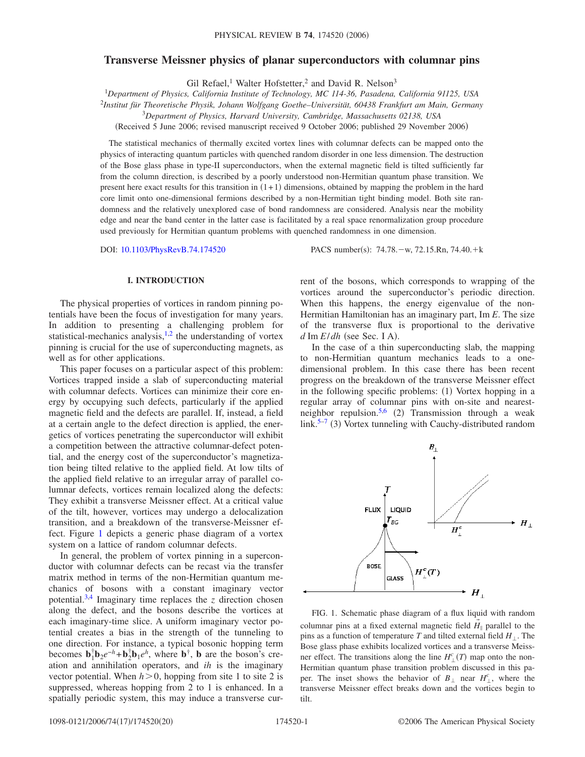# Transverse Meissner physics of planar superconductors with columnar pins

Gil Refael,[1] Walter Hofstetter,[2] and David R. Nelson[3]

[1]*Department of Physics, California Institute of Technology, MC 114-36, Pasadena, California 91125, USA*
[2]*Institut für Theoretische Physik, Johann Wolfgang Goethe–Universität, 60438 Frankfurt am Main, Germany*
[3]*Department of Physics, Harvard University, Cambridge, Massachusetts 02138, USA*

(Received 5 June 2006; revised manuscript received 9 October 2006; published 29 November 2006)

The statistical mechanics of thermally excited vortex lines with columnar defects can be mapped onto the physics of interacting quantum particles with quenched random disorder in one less dimension. The destruction of the Bose glass phase in type-II superconductors, when the external magnetic field is tilted sufficiently far from the column direction, is described by a poorly understood non-Hermitian quantum phase transition. We present here exact results for this transition in $(1+1)$ dimensions, obtained by mapping the problem in the hard core limit onto one-dimensional fermions described by a non-Hermitian tight binding model. Both site randomness and the relatively unexplored case of bond randomness are considered. Analysis near the mobility edge and near the band center in the latter case is facilitated by a real space renormalization group procedure used previously for Hermitian quantum problems with quenched randomness in one dimension.

DOI: 10.1103/PhysRevB.74.174520 PACS number(s): 74.78.−w, 72.15.Rn, 74.40.+k

## I. INTRODUCTION

The physical properties of vortices in random pinning potentials have been the focus of investigation for many years. In addition to presenting a challenging problem for statistical-mechanics analysis,[1,2] the understanding of vortex pinning is crucial for the use of superconducting magnets, as well as for other applications.

This paper focuses on a particular aspect of this problem: Vortices trapped inside a slab of superconducting material with columnar defects. Vortices can minimize their core energy by occupying such defects, particularly if the applied magnetic field and the defects are parallel. If, instead, a field at a certain angle to the defect direction is applied, the energetics of vortices penetrating the superconductor will exhibit a competition between the attractive columnar-defect potential, and the energy cost of the superconductor's magnetization being tilted relative to the applied field. At low tilts of the applied field relative to an irregular array of parallel columnar defects, vortices remain localized along the defects: They exhibit a transverse Meissner effect. At a critical value of the tilt, however, vortices may undergo a delocalization transition, and a breakdown of the transverse-Meissner effect. Figure 1 depicts a generic phase diagram of a vortex system on a lattice of random columnar defects.

In general, the problem of vortex pinning in a superconductor with columnar defects can be recast via the transfer matrix method in terms of the non-Hermitian quantum mechanics of bosons with a constant imaginary vector potential.[3,4] Imaginary time replaces the $z$ direction chosen along the defect, and the bosons describe the vortices at each imaginary-time slice. A uniform imaginary vector potential creates a bias in the strength of the tunneling to one direction. For instance, a typical bosonic hopping term becomes $\mathbf{b}_1^\dagger \mathbf{b}_2 e^{-h} + \mathbf{b}_2^\dagger \mathbf{b}_1 e^{h}$, where $\mathbf{b}^\dagger$, $\mathbf{b}$ are the boson's creation and annihilation operators, and $ih$ is the imaginary vector potential. When $h>0$, hopping from site 1 to site 2 is suppressed, whereas hopping from 2 to 1 is enhanced. In a spatially periodic system, this may induce a transverse current of the bosons, which corresponds to wrapping of the vortices around the superconductor's periodic direction. When this happens, the energy eigenvalue of the non-Hermitian Hamiltonian has an imaginary part, $\text{Im}\,E$. The size of the transverse flux is proportional to the derivative $d\,\text{Im}\,E/dh$ (see Sec. I A).

In the case of a thin superconducting slab, the mapping to non-Hermitian quantum mechanics leads to a one-dimensional problem. In this case there has been recent progress on the breakdown of the transverse Meissner effect in the following specific problems: (1) Vortex hopping in a regular array of columnar pins with on-site and nearest-neighbor repulsion.[5,6] (2) Transmission through a weak link.[5–7] (3) Vortex tunneling with Cauchy-distributed random

FIG. 1. Schematic phase diagram of a flux liquid with random columnar pins at a fixed external magnetic field $\vec{H}_\parallel$ parallel to the pins as a function of temperature $T$ and tilted external field $H_\perp$. The Bose glass phase exhibits localized vortices and a transverse Meissner effect. The transitions along the line $H_\perp^c(T)$ map onto the non-Hermitian quantum phase transition problem discussed in this paper. The inset shows the behavior of $B_\perp$ near $H_\perp^c$, where the transverse Meissner effect breaks down and the vortices begin to tilt.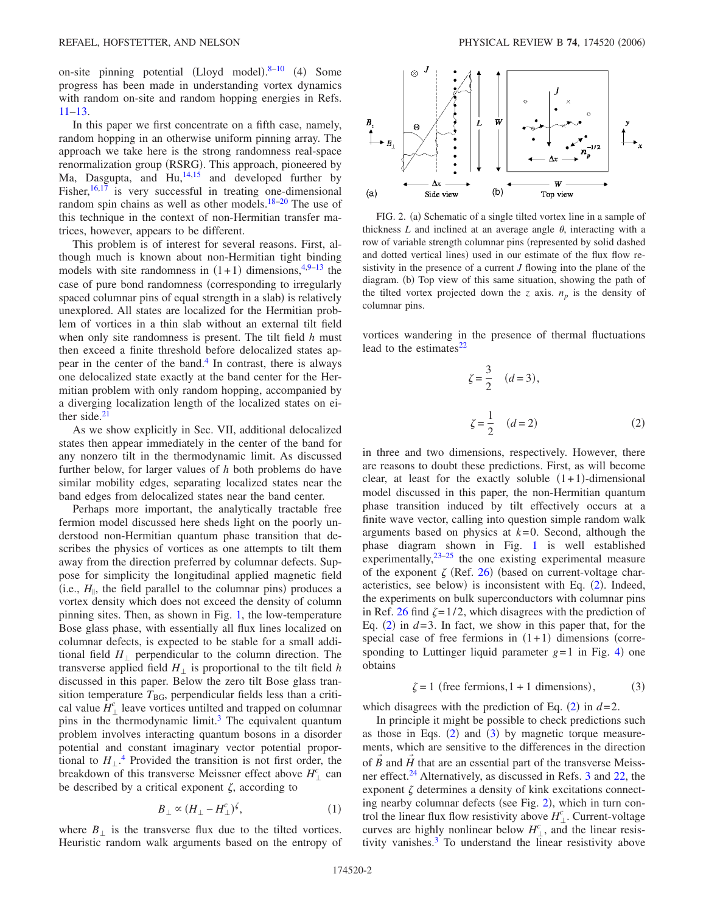on-site pinning potential (Lloyd model).[8–10] (4) Some progress has been made in understanding vortex dynamics with random on-site and random hopping energies in Refs. 11–13.

In this paper we first concentrate on a fifth case, namely, random hopping in an otherwise uniform pinning array. The approach we take here is the strong randomness real-space renormalization group (RSRG). This approach, pioneered by Ma, Dasgupta, and Hu,[14,15] and developed further by Fisher,[16,17] is very successful in treating one-dimensional random spin chains as well as other models.[18–20] The use of this technique in the context of non-Hermitian transfer matrices, however, appears to be different.

This problem is of interest for several reasons. First, although much is known about non-Hermitian tight binding models with site randomness in $(1+1)$ dimensions,[4,9–13] the case of pure bond randomness (corresponding to irregularly spaced columnar pins of equal strength in a slab) is relatively unexplored. All states are localized for the Hermitian problem of vortices in a thin slab without an external tilt field when only site randomness is present. The tilt field $h$ must then exceed a finite threshold before delocalized states appear in the center of the band.[4] In contrast, there is always one delocalized state exactly at the band center for the Hermitian problem with only random hopping, accompanied by a diverging localization length of the localized states on either side.[21]

As we show explicitly in Sec. VII, additional delocalized states then appear immediately in the center of the band for any nonzero tilt in the thermodynamic limit. As discussed further below, for larger values of $h$ both problems do have similar mobility edges, separating localized states near the band edges from delocalized states near the band center.

Perhaps more important, the analytically tractable free fermion model discussed here sheds light on the poorly understood non-Hermitian quantum phase transition that describes the physics of vortices as one attempts to tilt them away from the direction preferred by columnar defects. Suppose for simplicity the longitudinal applied magnetic field (i.e., $H_\parallel$, the field parallel to the columnar pins) produces a vortex density which does not exceed the density of column pinning sites. Then, as shown in Fig. 1, the low-temperature Bose glass phase, with essentially all flux lines localized on columnar defects, is expected to be stable for a small additional field $H_\perp$ perpendicular to the column direction. The transverse applied field $H_\perp$ is proportional to the tilt field $h$ discussed in this paper. Below the zero tilt Bose glass transition temperature $T_{\mathrm{BG}}$, perpendicular fields less than a critical value $H_\perp^c$ leave vortices untilted and trapped on columnar pins in the thermodynamic limit.[3] The equivalent quantum problem involves interacting quantum bosons in a disorder potential and constant imaginary vector potential proportional to $H_\perp$.[4] Provided the transition is not first order, the breakdown of this transverse Meissner effect above $H_\perp^c$ can be described by a critical exponent $\zeta$, according to

$$B_\perp \propto (H_\perp - H_\perp^c)^\zeta, \tag{1}$$

where $B_\perp$ is the transverse flux due to the tilted vortices. Heuristic random walk arguments based on the entropy of vortices wandering in the presence of thermal fluctuations lead to the estimates[22]

$$\zeta = \frac{3}{2} \quad (d=3),$$

$$\zeta = \frac{1}{2} \quad (d=2) \tag{2}$$

in three and two dimensions, respectively. However, there are reasons to doubt these predictions. First, as will become clear, at least for the exactly soluble $(1+1)$-dimensional model discussed in this paper, the non-Hermitian quantum phase transition induced by tilt effectively occurs at a finite wave vector, calling into question simple random walk arguments based on physics at $k=0$. Second, although the phase diagram shown in Fig. 1 is well established experimentally,[23–25] the one existing experimental measure of the exponent $\zeta$ (Ref. 26) (based on current-voltage characteristics, see below) is inconsistent with Eq. (2). Indeed, the experiments on bulk superconductors with columnar pins in Ref. 26 find $\zeta=1/2$, which disagrees with the prediction of Eq. (2) in $d=3$. In fact, we show in this paper that, for the special case of free fermions in $(1+1)$ dimensions (corresponding to Luttinger liquid parameter $g=1$ in Fig. 4) one obtains

$$\zeta = 1 \text{ (free fermions, } 1+1 \text{ dimensions)}, \tag{3}$$

which disagrees with the prediction of Eq. (2) in $d=2$.

FIG. 2. (a) Schematic of a single tilted vortex line in a sample of thickness $L$ and inclined at an average angle $\theta$, interacting with a row of variable strength columnar pins (represented by solid dashed and dotted vertical lines) used in our estimate of the flux flow resistivity in the presence of a current $J$ flowing into the plane of the diagram. (b) Top view of this same situation, showing the path of the tilted vortex projected down the $z$ axis. $n_p$ is the density of columnar pins.

In principle it might be possible to check predictions such as those in Eqs. (2) and (3) by magnetic torque measurements, which are sensitive to the differences in the direction of $\vec{B}$ and $\vec{H}$ that are an essential part of the transverse Meissner effect.[24] Alternatively, as discussed in Refs. 3 and 22, the exponent $\zeta$ determines a density of kink excitations connecting nearby columnar defects (see Fig. 2), which in turn control the linear flux flow resistivity above $H_\perp^c$. Current-voltage curves are highly nonlinear below $H_\perp^c$, and the linear resistivity vanishes.[3] To understand the linear resistivity above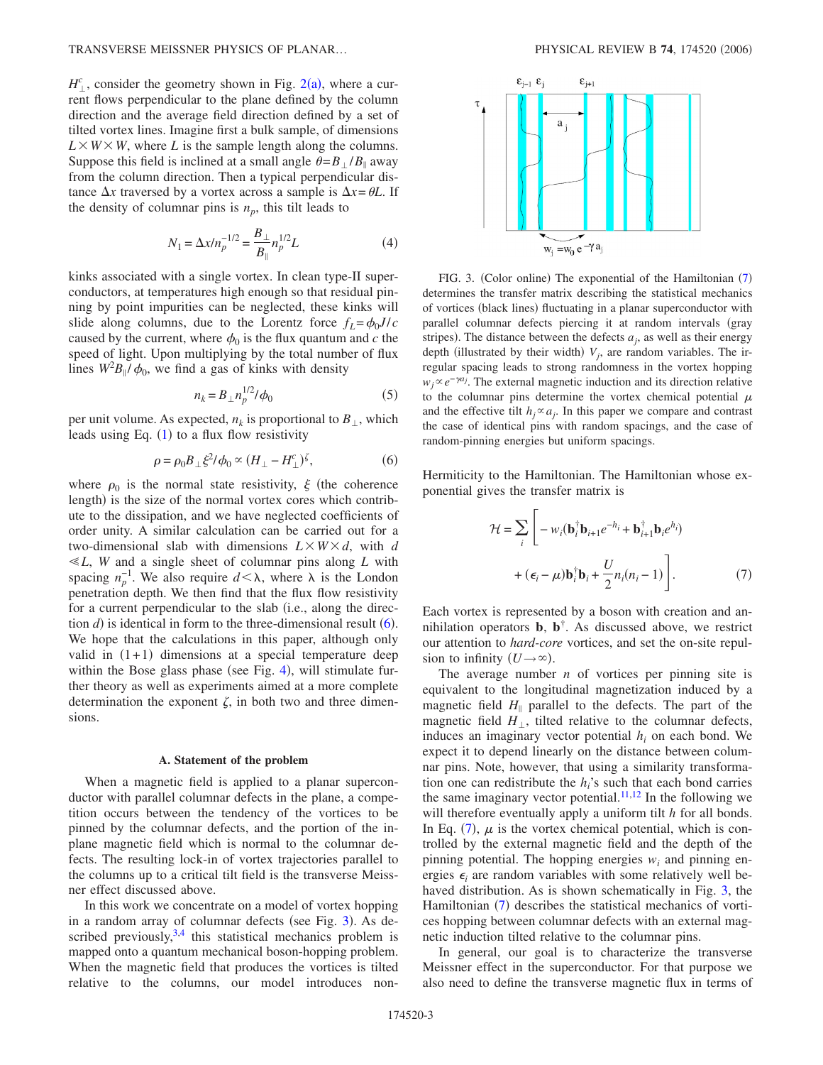$H_\perp^c$, consider the geometry shown in Fig. 2(a), where a current flows perpendicular to the plane defined by the column direction and the average field direction defined by a set of tilted vortex lines. Imagine first a bulk sample, of dimensions $L\times W\times W$, where $L$ is the sample length along the columns. Suppose this field is inclined at a small angle $\theta = B_\perp/B_\parallel$ away from the column direction. Then a typical perpendicular distance $\Delta x$ traversed by a vortex across a sample is $\Delta x = \theta L$. If the density of columnar pins is $n_p$, this tilt leads to

$$N_1 = \Delta x / n_p^{-1/2} = \frac{B_\perp}{B_\parallel} n_p^{1/2} L \tag{4}$$

kinks associated with a single vortex. In clean type-II superconductors, at temperatures high enough so that residual pinning by point impurities can be neglected, these kinks will slide along columns, due to the Lorentz force $f_L = \phi_0 J/c$ caused by the current, where $\phi_0$ is the flux quantum and $c$ the speed of light. Upon multiplying by the total number of flux lines $W^2 B_\parallel/\phi_0$, we find a gas of kinks with density

$$n_k = B_\perp n_p^{1/2}/\phi_0 \tag{5}$$

per unit volume. As expected, $n_k$ is proportional to $B_\perp$, which leads using Eq. (1) to a flux flow resistivity

$$\rho = \rho_0 B_\perp \xi^2/\phi_0 \propto (H_\perp - H_\perp^c)^\zeta, \tag{6}$$

where $\rho_0$ is the normal state resistivity, $\xi$ (the coherence length) is the size of the normal vortex cores which contribute to the dissipation, and we have neglected coefficients of order unity. A similar calculation can be carried out for a two-dimensional slab with dimensions $L\times W\times d$, with $d \ll L$, $W$ and a single sheet of columnar pins along $L$ with spacing $n_p^{-1}$. We also require $d<\lambda$, where $\lambda$ is the London penetration depth. We then find that the flux flow resistivity for a current perpendicular to the slab (i.e., along the direction $d$) is identical in form to the three-dimensional result (6). We hope that the calculations in this paper, although only valid in $(1+1)$ dimensions at a special temperature deep within the Bose glass phase (see Fig. 4), will stimulate further theory as well as experiments aimed at a more complete determination the exponent $\zeta$, in both two and three dimensions.

### A. Statement of the problem

When a magnetic field is applied to a planar superconductor with parallel columnar defects in the plane, a competition occurs between the tendency of the vortices to be pinned by the columnar defects, and the portion of the in-plane magnetic field which is normal to the columnar defects. The resulting lock-in of vortex trajectories parallel to the columns up to a critical tilt field is the transverse Meissner effect discussed above.

In this work we concentrate on a model of vortex hopping in a random array of columnar defects (see Fig. 3). As described previously,[3,4] this statistical mechanics problem is mapped onto a quantum mechanical boson-hopping problem. When the magnetic field that produces the vortices is tilted relative to the columns, our model introduces non-Hermiticity to the Hamiltonian. The Hamiltonian whose exponential gives the transfer matrix is

FIG. 3. (Color online) The exponential of the Hamiltonian (7) determines the transfer matrix describing the statistical mechanics of vortices (black lines) fluctuating in a planar superconductor with parallel columnar defects piercing it at random intervals (gray stripes). The distance between the defects $a_j$, as well as their energy depth (illustrated by their width) $V_j$, are random variables. The irregular spacing leads to strong randomness in the vortex hopping $w_j \propto e^{-\gamma a_j}$. The external magnetic induction and its direction relative to the columnar pins determine the vortex chemical potential $\mu$ and the effective tilt $h_j \propto a_j$. In this paper we compare and contrast the case of identical pins with random spacings, and the case of random-pinning energies but uniform spacings.

$$\mathcal{H} = \sum_i \left[ -w_i(\mathbf{b}_i^\dagger \mathbf{b}_{i+1} e^{-h_i} + \mathbf{b}_{i+1}^\dagger \mathbf{b}_i e^{h_i}) + (\epsilon_i - \mu)\mathbf{b}_i^\dagger \mathbf{b}_i + \frac{U}{2} n_i(n_i - 1)\right]. \tag{7}$$

Each vortex is represented by a boson with creation and annihilation operators $\mathbf{b}$, $\mathbf{b}^\dagger$. As discussed above, we restrict our attention to *hard-core* vortices, and set the on-site repulsion to infinity ($U\to\infty$).

The average number $n$ of vortices per pinning site is equivalent to the longitudinal magnetization induced by a magnetic field $H_\parallel$ parallel to the defects. The part of the magnetic field $H_\perp$, tilted relative to the columnar defects, induces an imaginary vector potential $h_i$ on each bond. We expect it to depend linearly on the distance between columnar pins. Note, however, that using a similarity transformation one can redistribute the $h_i$'s such that each bond carries the same imaginary vector potential.[11,12] In the following we will therefore eventually apply a uniform tilt $h$ for all bonds. In Eq. (7), $\mu$ is the vortex chemical potential, which is controlled by the external magnetic field and the depth of the pinning potential. The hopping energies $w_i$ and pinning energies $\epsilon_i$ are random variables with some relatively well behaved distribution. As is shown schematically in Fig. 3, the Hamiltonian (7) describes the statistical mechanics of vortices hopping between columnar defects with an external magnetic induction tilted relative to the columnar pins.

In general, our goal is to characterize the transverse Meissner effect in the superconductor. For that purpose we also need to define the transverse magnetic flux in terms of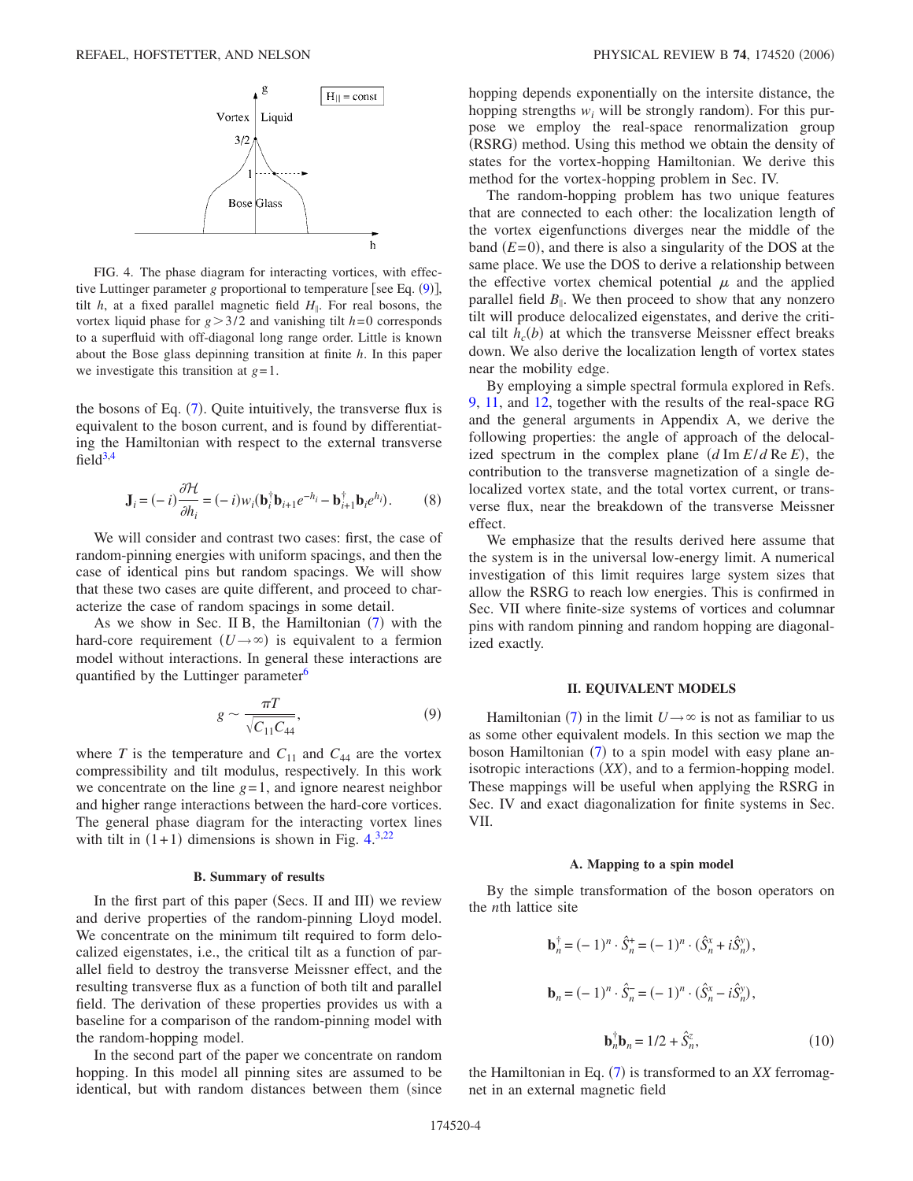FIG. 4. The phase diagram for interacting vortices, with effective Luttinger parameter $g$ proportional to temperature [see Eq. (9)], tilt $h$, at a fixed parallel magnetic field $H_{\|}$. For real bosons, the vortex liquid phase for $g > 3/2$ and vanishing tilt $h=0$ corresponds to a superfluid with off-diagonal long range order. Little is known about the Bose glass depinning transition at finite $h$. In this paper we investigate this transition at $g=1$.

the bosons of Eq. (7). Quite intuitively, the transverse flux is equivalent to the boson current, and is found by differentiating the Hamiltonian with respect to the external transverse field[3,4]

$$\mathbf{J}_i = (-i)\frac{\partial \mathcal{H}}{\partial h_i} = (-i)w_i(\mathbf{b}_i^\dagger \mathbf{b}_{i+1} e^{-h_i} - \mathbf{b}_{i+1}^\dagger \mathbf{b}_i e^{h_i}). \tag{8}$$

We will consider and contrast two cases: first, the case of random-pinning energies with uniform spacings, and then the case of identical pins but random spacings. We will show that these two cases are quite different, and proceed to characterize the case of random spacings in some detail.

As we show in Sec. II B, the Hamiltonian (7) with the hard-core requirement ($U \to \infty$) is equivalent to a fermion model without interactions. In general these interactions are quantified by the Luttinger parameter[6]

$$g \sim \frac{\pi T}{\sqrt{C_{11} C_{44}}}, \tag{9}$$

where $T$ is the temperature and $C_{11}$ and $C_{44}$ are the vortex compressibility and tilt modulus, respectively. In this work we concentrate on the line $g=1$, and ignore nearest neighbor and higher range interactions between the hard-core vortices. The general phase diagram for the interacting vortex lines with tilt in $(1+1)$ dimensions is shown in Fig. 4.[3,22]

### B. Summary of results

In the first part of this paper (Secs. II and III) we review and derive properties of the random-pinning Lloyd model. We concentrate on the minimum tilt required to form delocalized eigenstates, i.e., the critical tilt as a function of parallel field to destroy the transverse Meissner effect, and the resulting transverse flux as a function of both tilt and parallel field. The derivation of these properties provides us with a baseline for a comparison of the random-pinning model with the random-hopping model.

In the second part of the paper we concentrate on random hopping. In this model all pinning sites are assumed to be identical, but with random distances between them (since hopping depends exponentially on the intersite distance, the hopping strengths $w_i$ will be strongly random). For this purpose we employ the real-space renormalization group (RSRG) method. Using this method we obtain the density of states for the vortex-hopping Hamiltonian. We derive this method for the vortex-hopping problem in Sec. IV.

The random-hopping problem has two unique features that are connected to each other: the localization length of the vortex eigenfunctions diverges near the middle of the band ($E=0$), and there is also a singularity of the DOS at the same place. We use the DOS to derive a relationship between the effective vortex chemical potential $\mu$ and the applied parallel field $B_{\|}$. We then proceed to show that any nonzero tilt will produce delocalized eigenstates, and derive the critical tilt $h_c(b)$ at which the transverse Meissner effect breaks down. We also derive the localization length of vortex states near the mobility edge.

By employing a simple spectral formula explored in Refs. 9, 11, and 12, together with the results of the real-space RG and the general arguments in Appendix A, we derive the following properties: the angle of approach of the delocalized spectrum in the complex plane ($d\,\mathrm{Im}\,E/d\,\mathrm{Re}\,E$), the contribution to the transverse magnetization of a single delocalized vortex state, and the total vortex current, or transverse flux, near the breakdown of the transverse Meissner effect.

We emphasize that the results derived here assume that the system is in the universal low-energy limit. A numerical investigation of this limit requires large system sizes that allow the RSRG to reach low energies. This is confirmed in Sec. VII where finite-size systems of vortices and columnar pins with random pinning and random hopping are diagonalized exactly.

## II. EQUIVALENT MODELS

Hamiltonian (7) in the limit $U \to \infty$ is not as familiar to us as some other equivalent models. In this section we map the boson Hamiltonian (7) to a spin model with easy plane anisotropic interactions (*XX*), and to a fermion-hopping model. These mappings will be useful when applying the RSRG in Sec. IV and exact diagonalization for finite systems in Sec. VII.

### A. Mapping to a spin model

By the simple transformation of the boson operators on the $n$th lattice site

$$\mathbf{b}_n^\dagger = (-1)^n \cdot \hat{S}_n^+ = (-1)^n \cdot (\hat{S}_n^x + i\hat{S}_n^y),$$

$$\mathbf{b}_n = (-1)^n \cdot \hat{S}_n^- = (-1)^n \cdot (\hat{S}_n^x - i\hat{S}_n^y),$$

$$\mathbf{b}_n^\dagger \mathbf{b}_n = 1/2 + \hat{S}_n^z, \tag{10}$$

the Hamiltonian in Eq. (7) is transformed to an *XX* ferromagnet in an external magnetic field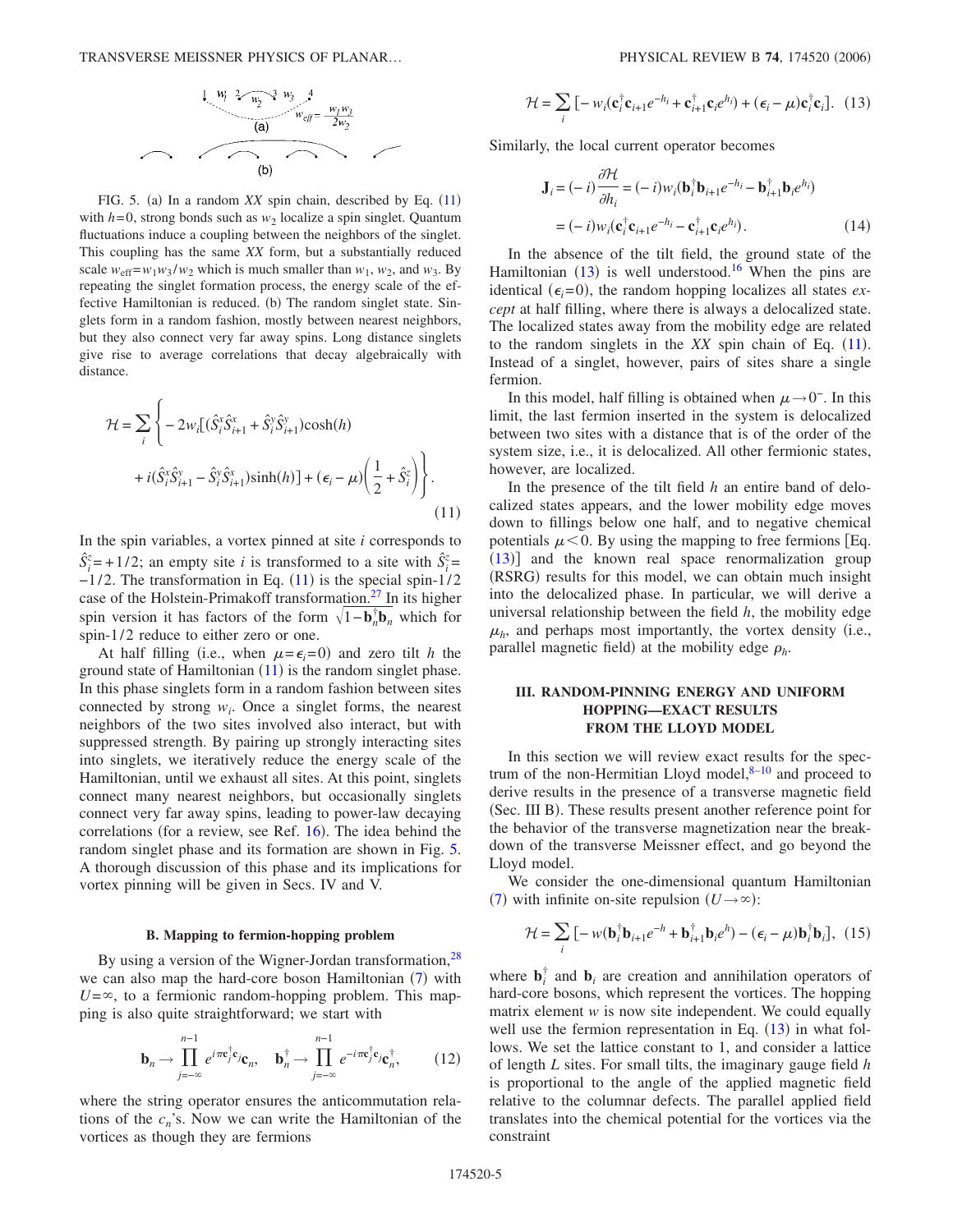FIG. 5. (a) In a random *XX* spin chain, described by Eq. (11) with $h=0$, strong bonds such as $w_2$ localize a spin singlet. Quantum fluctuations induce a coupling between the neighbors of the singlet. This coupling has the same *XX* form, but a substantially reduced scale $w_{\rm eff}=w_1 w_3/w_2$ which is much smaller than $w_1$, $w_2$, and $w_3$. By repeating the singlet formation process, the energy scale of the effective Hamiltonian is reduced. (b) The random singlet state. Singlets form in a random fashion, mostly between nearest neighbors, but they also connect very far away spins. Long distance singlets give rise to average correlations that decay algebraically with distance.

$$\mathcal{H} = \sum_i \left\{ -2w_i[(\hat{S}_i^x \hat{S}_{i+1}^x + \hat{S}_i^y \hat{S}_{i+1}^y)\cosh(h) + i(\hat{S}_i^x \hat{S}_{i+1}^y - \hat{S}_i^y \hat{S}_{i+1}^x)\sinh(h)] + (\epsilon_i - \mu)\left(\frac{1}{2} + \hat{S}_i^z\right)\right\}. \quad (11)$$

In the spin variables, a vortex pinned at site $i$ corresponds to $\hat{S}_i^z = +1/2$; an empty site $i$ is transformed to a site with $\hat{S}_i^z = -1/2$. The transformation in Eq. (11) is the special spin-1/2 case of the Holstein-Primakoff transformation.[27] In its higher spin version it has factors of the form $\sqrt{1-\mathbf{b}_n^\dagger \mathbf{b}_n}$ which for spin-1/2 reduce to either zero or one.

At half filling (i.e., when $\mu=\epsilon_i=0$) and zero tilt $h$ the ground state of Hamiltonian (11) is the random singlet phase. In this phase singlets form in a random fashion between sites connected by strong $w_i$. Once a singlet forms, the nearest neighbors of the two sites involved also interact, but with suppressed strength. By pairing up strongly interacting sites into singlets, we iteratively reduce the energy scale of the Hamiltonian, until we exhaust all sites. At this point, singlets connect many nearest neighbors, but occasionally singlets connect very far away spins, leading to power-law decaying correlations (for a review, see Ref. 16). The idea behind the random singlet phase and its formation are shown in Fig. 5. A thorough discussion of this phase and its implications for vortex pinning will be given in Secs. IV and V.

### B. Mapping to fermion-hopping problem

By using a version of the Wigner-Jordan transformation,[28] we can also map the hard-core boson Hamiltonian (7) with $U=\infty$, to a fermionic random-hopping problem. This mapping is also quite straightforward; we start with

$$\mathbf{b}_n \to \prod_{j=-\infty}^{n-1} e^{i\pi \mathbf{c}_j^\dagger \mathbf{c}_j}\mathbf{c}_n, \quad \mathbf{b}_n^\dagger \to \prod_{j=-\infty}^{n-1} e^{-i\pi \mathbf{c}_j^\dagger \mathbf{c}_j}\mathbf{c}_n^\dagger, \quad (12)$$

where the string operator ensures the anticommutation relations of the $c_n$'s. Now we can write the Hamiltonian of the vortices as though they are fermions

$$\mathcal{H} = \sum_i [-w_i(\mathbf{c}_i^\dagger \mathbf{c}_{i+1}e^{-h_i} + \mathbf{c}_{i+1}^\dagger \mathbf{c}_i e^{h_i}) + (\epsilon_i - \mu)\mathbf{c}_i^\dagger \mathbf{c}_i]. \quad (13)$$

Similarly, the local current operator becomes

$$\mathbf{J}_i = (-i)\frac{\partial \mathcal{H}}{\partial h_i} = (-i)w_i(\mathbf{b}_i^\dagger \mathbf{b}_{i+1}e^{-h_i} - \mathbf{b}_{i+1}^\dagger \mathbf{b}_i e^{h_i}) = (-i)w_i(\mathbf{c}_i^\dagger \mathbf{c}_{i+1}e^{-h_i} - \mathbf{c}_{i+1}^\dagger \mathbf{c}_i e^{h_i}). \quad (14)$$

In the absence of the tilt field, the ground state of the Hamiltonian (13) is well understood.[16] When the pins are identical ($\epsilon_i=0$), the random hopping localizes all states *except* at half filling, where there is always a delocalized state. The localized states away from the mobility edge are related to the random singlets in the *XX* spin chain of Eq. (11). Instead of a singlet, however, pairs of sites share a single fermion.

In this model, half filling is obtained when $\mu \to 0^-$. In this limit, the last fermion inserted in the system is delocalized between two sites with a distance that is of the order of the system size, i.e., it is delocalized. All other fermionic states, however, are localized.

In the presence of the tilt field $h$ an entire band of delocalized states appears, and the lower mobility edge moves down to fillings below one half, and to negative chemical potentials $\mu<0$. By using the mapping to free fermions [Eq. (13)] and the known real space renormalization group (RSRG) results for this model, we can obtain much insight into the delocalized phase. In particular, we will derive a universal relationship between the field $h$, the mobility edge $\mu_h$, and perhaps most importantly, the vortex density (i.e., parallel magnetic field) at the mobility edge $\rho_h$.

## III. RANDOM-PINNING ENERGY AND UNIFORM HOPPING—EXACT RESULTS FROM THE LLOYD MODEL

In this section we will review exact results for the spectrum of the non-Hermitian Lloyd model,[8–10] and proceed to derive results in the presence of a transverse magnetic field (Sec. III B). These results present another reference point for the behavior of the transverse magnetization near the breakdown of the transverse Meissner effect, and go beyond the Lloyd model.

We consider the one-dimensional quantum Hamiltonian (7) with infinite on-site repulsion ($U\to\infty$):

$$\mathcal{H} = \sum_i [-w(\mathbf{b}_i^\dagger \mathbf{b}_{i+1}e^{-h} + \mathbf{b}_{i+1}^\dagger \mathbf{b}_i e^{h}) - (\epsilon_i - \mu)\mathbf{b}_i^\dagger \mathbf{b}_i], \quad (15)$$

where $\mathbf{b}_i^\dagger$ and $\mathbf{b}_i$ are creation and annihilation operators of hard-core bosons, which represent the vortices. The hopping matrix element $w$ is now site independent. We could equally well use the fermion representation in Eq. (13) in what follows. We set the lattice constant to 1, and consider a lattice of length $L$ sites. For small tilts, the imaginary gauge field $h$ is proportional to the angle of the applied magnetic field relative to the columnar defects. The parallel applied field translates into the chemical potential for the vortices via the constraint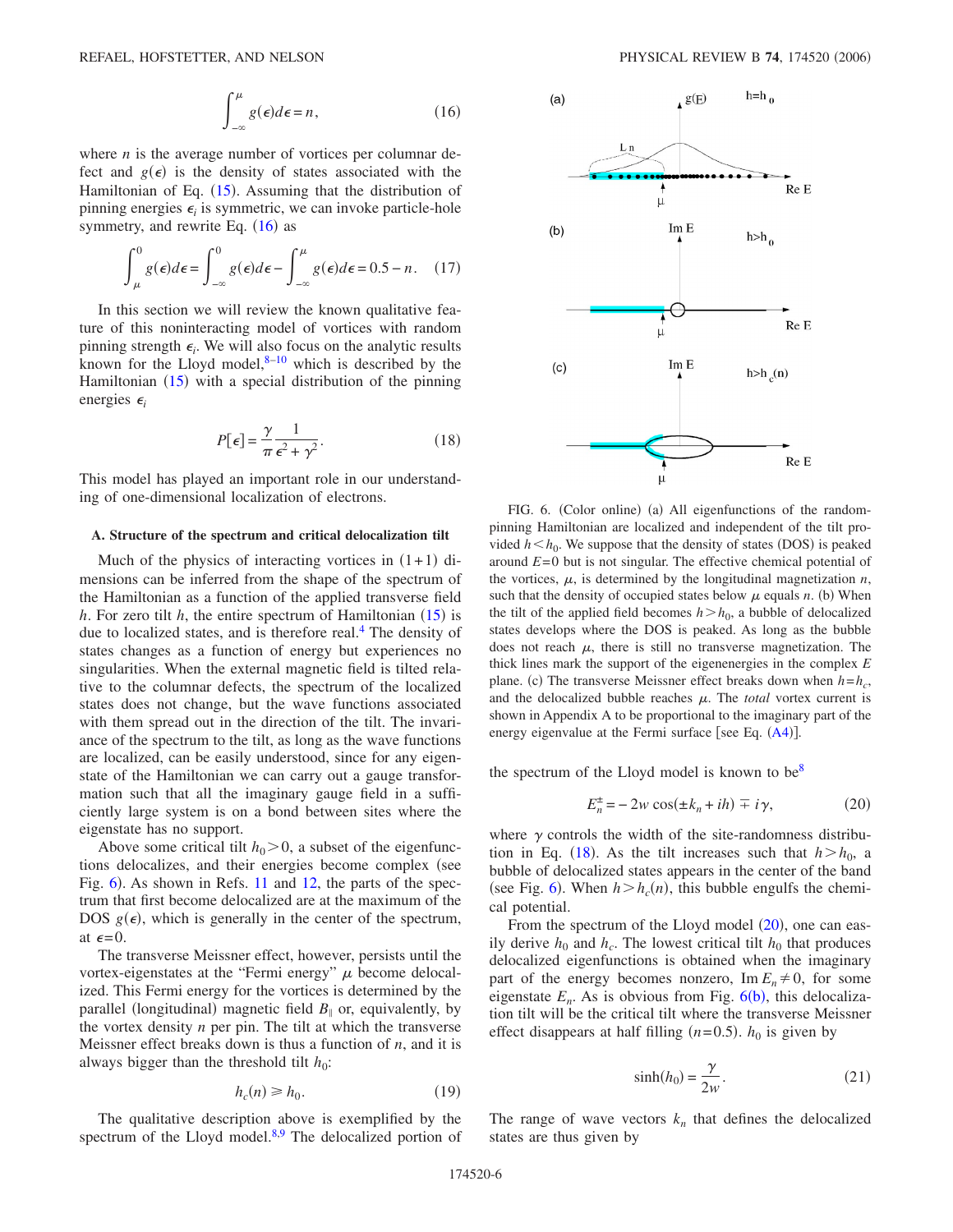$$\int_{-\infty}^{\mu} g(\epsilon) d\epsilon = n, \tag{16}$$

where $n$ is the average number of vortices per columnar defect and $g(\epsilon)$ is the density of states associated with the Hamiltonian of Eq. (15). Assuming that the distribution of pinning energies $\epsilon_i$ is symmetric, we can invoke particle-hole symmetry, and rewrite Eq. (16) as

$$\int_{\mu}^{0} g(\epsilon) d\epsilon = \int_{-\infty}^{0} g(\epsilon) d\epsilon - \int_{-\infty}^{\mu} g(\epsilon) d\epsilon = 0.5 - n. \tag{17}$$

In this section we will review the known qualitative feature of this noninteracting model of vortices with random pinning strength $\epsilon_i$. We will also focus on the analytic results known for the Lloyd model,[8–10] which is described by the Hamiltonian (15) with a special distribution of the pinning energies $\epsilon_i$

$$P[\epsilon] = \frac{\gamma}{\pi} \frac{1}{\epsilon^2 + \gamma^2}. \tag{18}$$

This model has played an important role in our understanding of one-dimensional localization of electrons.

### A. Structure of the spectrum and critical delocalization tilt

Much of the physics of interacting vortices in $(1+1)$ dimensions can be inferred from the shape of the spectrum of the Hamiltonian as a function of the applied transverse field $h$. For zero tilt $h$, the entire spectrum of Hamiltonian (15) is due to localized states, and is therefore real.[4] The density of states changes as a function of energy but experiences no singularities. When the external magnetic field is tilted relative to the columnar defects, the spectrum of the localized states does not change, but the wave functions associated with them spread out in the direction of the tilt. The invariance of the spectrum to the tilt, as long as the wave functions are localized, can be easily understood, since for any eigenstate of the Hamiltonian we can carry out a gauge transformation such that all the imaginary gauge field in a sufficiently large system is on a bond between sites where the eigenstate has no support.

Above some critical tilt $h_0 > 0$, a subset of the eigenfunctions delocalizes, and their energies become complex (see Fig. 6). As shown in Refs. 11 and 12, the parts of the spectrum that first become delocalized are at the maximum of the DOS $g(\epsilon)$, which is generally in the center of the spectrum, at $\epsilon = 0$.

The transverse Meissner effect, however, persists until the vortex-eigenstates at the "Fermi energy" $\mu$ become delocalized. This Fermi energy for the vortices is determined by the parallel (longitudinal) magnetic field $B_\parallel$ or, equivalently, by the vortex density $n$ per pin. The tilt at which the transverse Meissner effect breaks down is thus a function of $n$, and it is always bigger than the threshold tilt $h_0$:

$$h_c(n) \geq h_0. \tag{19}$$

The qualitative description above is exemplified by the spectrum of the Lloyd model.[8,9] The delocalized portion of the spectrum of the Lloyd model is known to be[8]

FIG. 6. (Color online) (a) All eigenfunctions of the random-pinning Hamiltonian are localized and independent of the tilt provided $h < h_0$. We suppose that the density of states (DOS) is peaked around $E=0$ but is not singular. The effective chemical potential of the vortices, $\mu$, is determined by the longitudinal magnetization $n$, such that the density of occupied states below $\mu$ equals $n$. (b) When the tilt of the applied field becomes $h > h_0$, a bubble of delocalized states develops where the DOS is peaked. As long as the bubble does not reach $\mu$, there is still no transverse magnetization. The thick lines mark the support of the eigenenergies in the complex $E$ plane. (c) The transverse Meissner effect breaks down when $h = h_c$, and the delocalized bubble reaches $\mu$. The *total* vortex current is shown in Appendix A to be proportional to the imaginary part of the energy eigenvalue at the Fermi surface [see Eq. (A4)].

$$E_n^{\pm} = -2w \cos(\pm k_n + ih) \mp i\gamma, \tag{20}$$

where $\gamma$ controls the width of the site-randomness distribution in Eq. (18). As the tilt increases such that $h > h_0$, a bubble of delocalized states appears in the center of the band (see Fig. 6). When $h > h_c(n)$, this bubble engulfs the chemical potential.

From the spectrum of the Lloyd model (20), one can easily derive $h_0$ and $h_c$. The lowest critical tilt $h_0$ that produces delocalized eigenfunctions is obtained when the imaginary part of the energy becomes nonzero, $\text{Im}\, E_n \neq 0$, for some eigenstate $E_n$. As is obvious from Fig. 6(b), this delocalization tilt will be the critical tilt where the transverse Meissner effect disappears at half filling ($n=0.5$). $h_0$ is given by

$$\sinh(h_0) = \frac{\gamma}{2w}. \tag{21}$$

The range of wave vectors $k_n$ that defines the delocalized states are thus given by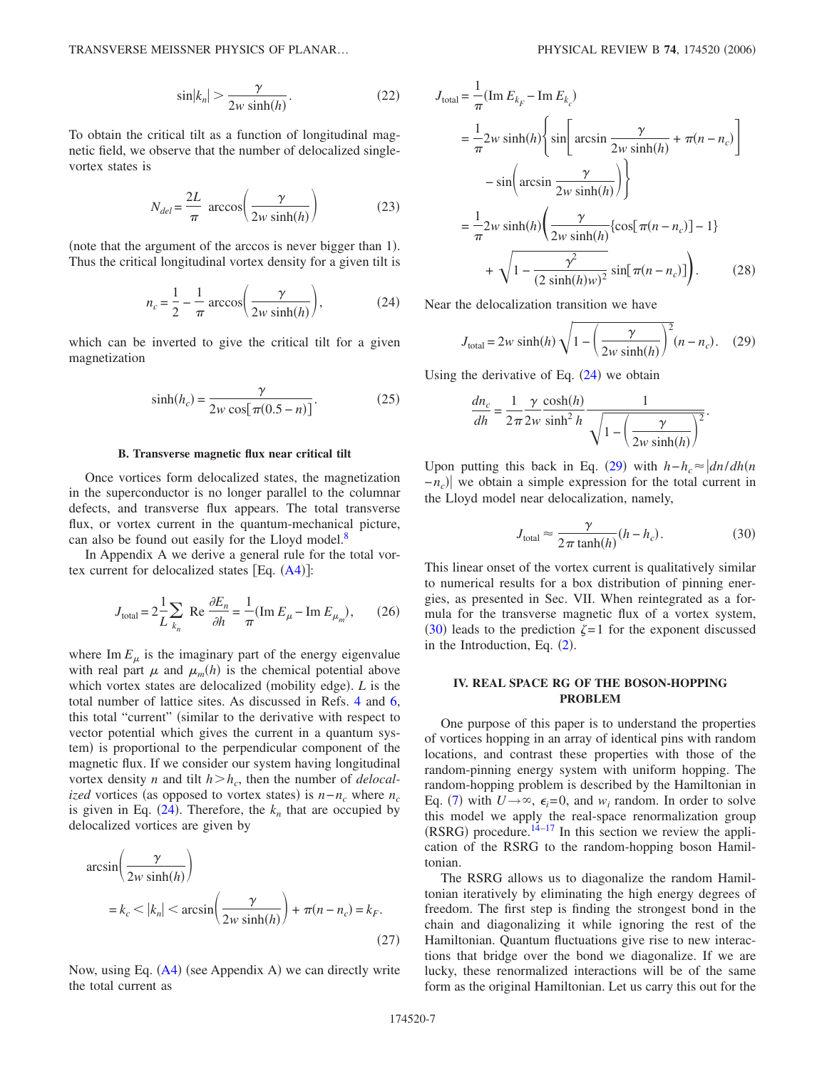$$\sin|k_n| > \frac{\gamma}{2w\sinh(h)}. \tag{22}$$

To obtain the critical tilt as a function of longitudinal magnetic field, we observe that the number of delocalized single-vortex states is

$$N_{del} = \frac{2L}{\pi}\arccos\left(\frac{\gamma}{2w\sinh(h)}\right) \tag{23}$$

(note that the argument of the arccos is never bigger than 1). Thus the critical longitudinal vortex density for a given tilt is

$$n_c = \frac{1}{2} - \frac{1}{\pi}\arccos\left(\frac{\gamma}{2w\sinh(h)}\right), \tag{24}$$

which can be inverted to give the critical tilt for a given magnetization

$$\sinh(h_c) = \frac{\gamma}{2w\cos[\pi(0.5-n)]}. \tag{25}$$

### B. Transverse magnetic flux near critical tilt

Once vortices form delocalized states, the magnetization in the superconductor is no longer parallel to the columnar defects, and transverse flux appears. The total transverse flux, or vortex current in the quantum-mechanical picture, can also be found out easily for the Lloyd model.[8]

In Appendix A we derive a general rule for the total vortex current for delocalized states [Eq. (A4)]:

$$J_{\text{total}} = 2\frac{1}{L}\sum_{k_n}\text{Re}\,\frac{\partial E_n}{\partial h} = \frac{1}{\pi}(\text{Im}\,E_\mu - \text{Im}\,E_{\mu_m}), \tag{26}$$

where $\text{Im}\,E_\mu$ is the imaginary part of the energy eigenvalue with real part $\mu$ and $\mu_m(h)$ is the chemical potential above which vortex states are delocalized (mobility edge). $L$ is the total number of lattice sites. As discussed in Refs. 4 and 6, this total "current" (similar to the derivative with respect to vector potential which gives the current in a quantum system) is proportional to the perpendicular component of the magnetic flux. If we consider our system having longitudinal vortex density $n$ and tilt $h > h_c$, then the number of *delocalized* vortices (as opposed to vortex states) is $n-n_c$ where $n_c$ is given in Eq. (24). Therefore, the $k_n$ that are occupied by delocalized vortices are given by

$$\arcsin\left(\frac{\gamma}{2w\sinh(h)}\right) = k_c < |k_n| < \arcsin\left(\frac{\gamma}{2w\sinh(h)}\right) + \pi(n-n_c) = k_F. \tag{27}$$

Now, using Eq. (A4) (see Appendix A) we can directly write the total current as

$$\begin{aligned}
J_{\text{total}} &= \frac{1}{\pi}(\text{Im}\,E_{k_F} - \text{Im}\,E_{k_c}) \\
&= \frac{1}{\pi}2w\sinh(h)\left\{\sin\left[\arcsin\frac{\gamma}{2w\sinh(h)} + \pi(n-n_c)\right] - \sin\left(\arcsin\frac{\gamma}{2w\sinh(h)}\right)\right\} \\
&= \frac{1}{\pi}2w\sinh(h)\left(\frac{\gamma}{2w\sinh(h)}\{\cos[\pi(n-n_c)]-1\} + \sqrt{1-\frac{\gamma^2}{(2\sinh(h)w)^2}}\sin[\pi(n-n_c)]\right).
\end{aligned} \tag{28}$$

Near the delocalization transition we have

$$J_{\text{total}} = 2w\sinh(h)\sqrt{1-\left(\frac{\gamma}{2w\sinh(h)}\right)^2}(n-n_c). \tag{29}$$

Using the derivative of Eq. (24) we obtain

$$\frac{dn_c}{dh} = \frac{1}{2\pi}\frac{\gamma}{2w}\frac{\cosh(h)}{\sinh^2 h}\frac{1}{\sqrt{1-\left(\frac{\gamma}{2w\sinh(h)}\right)^2}}.$$

Upon putting this back in Eq. (29) with $h-h_c \approx |dn/dh(n-n_c)|$ we obtain a simple expression for the total current in the Lloyd model near delocalization, namely,

$$J_{\text{total}} \approx \frac{\gamma}{2\pi\tanh(h)}(h-h_c). \tag{30}$$

This linear onset of the vortex current is qualitatively similar to numerical results for a box distribution of pinning energies, as presented in Sec. VII. When reintegrated as a formula for the transverse magnetic flux of a vortex system, (30) leads to the prediction $\zeta=1$ for the exponent discussed in the Introduction, Eq. (2).

## IV. REAL SPACE RG OF THE BOSON-HOPPING PROBLEM

One purpose of this paper is to understand the properties of vortices hopping in an array of identical pins with random locations, and contrast these properties with those of the random-pinning energy system with uniform hopping. The random-hopping problem is described by the Hamiltonian in Eq. (7) with $U\to\infty$, $\epsilon_i=0$, and $w_i$ random. In order to solve this model we apply the real-space renormalization group (RSRG) procedure.[14–17] In this section we review the application of the RSRG to the random-hopping boson Hamiltonian.

The RSRG allows us to diagonalize the random Hamiltonian iteratively by eliminating the high energy degrees of freedom. The first step is finding the strongest bond in the chain and diagonalizing it while ignoring the rest of the Hamiltonian. Quantum fluctuations give rise to new interactions that bridge over the bond we diagonalize. If we are lucky, these renormalized interactions will be of the same form as the original Hamiltonian. Let us carry this out for the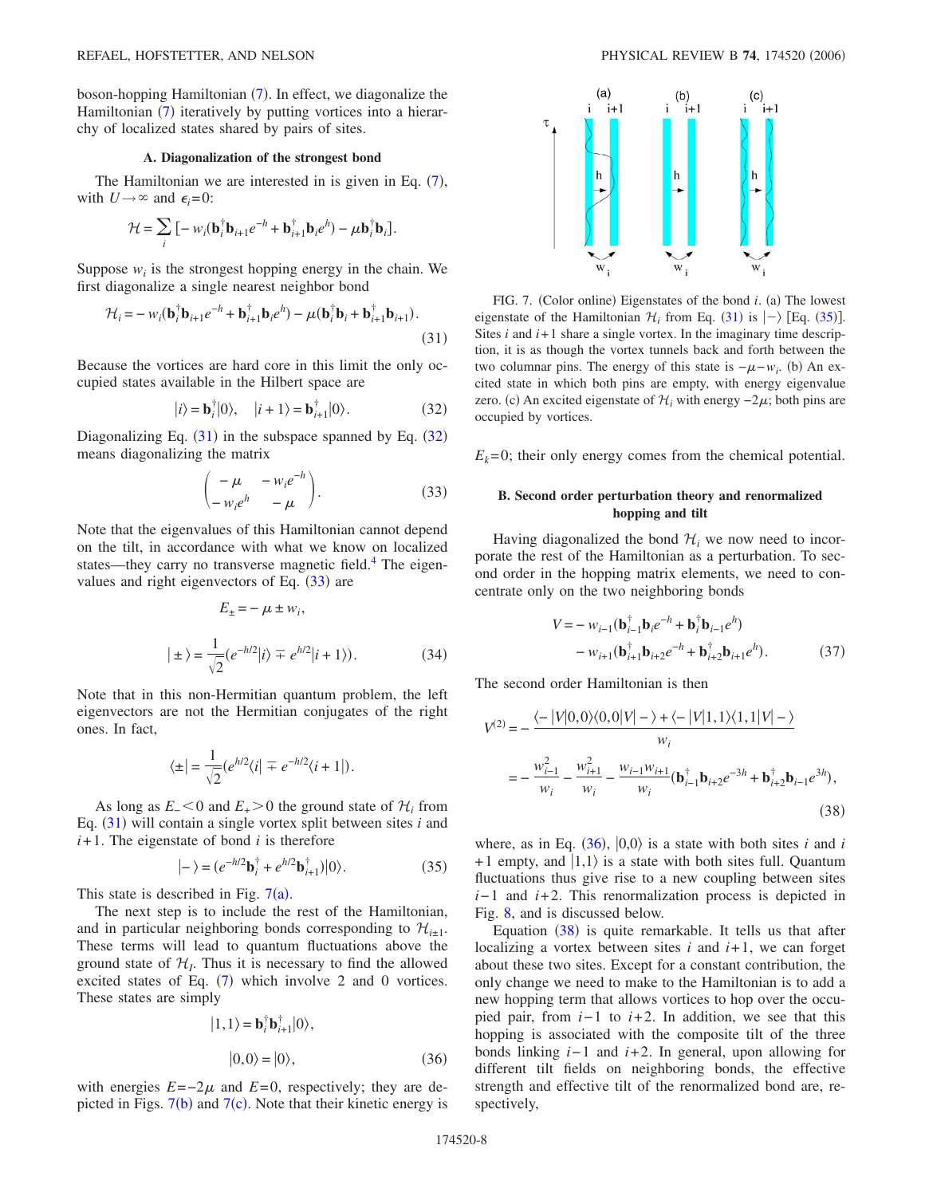boson-hopping Hamiltonian (7). In effect, we diagonalize the Hamiltonian (7) iteratively by putting vortices into a hierarchy of localized states shared by pairs of sites.

### A. Diagonalization of the strongest bond

The Hamiltonian we are interested in is given in Eq. (7), with $U \to \infty$ and $\epsilon_i = 0$:

$$\mathcal{H} = \sum_i [-w_i(\mathbf{b}_i^\dagger \mathbf{b}_{i+1} e^{-h} + \mathbf{b}_{i+1}^\dagger \mathbf{b}_i e^{h}) - \mu \mathbf{b}_i^\dagger \mathbf{b}_i].$$

Suppose $w_i$ is the strongest hopping energy in the chain. We first diagonalize a single nearest neighbor bond

$$\mathcal{H}_i = -w_i(\mathbf{b}_i^\dagger \mathbf{b}_{i+1} e^{-h} + \mathbf{b}_{i+1}^\dagger \mathbf{b}_i e^{h}) - \mu(\mathbf{b}_i^\dagger \mathbf{b}_i + \mathbf{b}_{i+1}^\dagger \mathbf{b}_{i+1}). \tag{31}$$

Because the vortices are hard core in this limit the only occupied states available in the Hilbert space are

$$|i\rangle = \mathbf{b}_i^\dagger |0\rangle, \quad |i+1\rangle = \mathbf{b}_{i+1}^\dagger |0\rangle. \tag{32}$$

Diagonalizing Eq. (31) in the subspace spanned by Eq. (32) means diagonalizing the matrix

$$\begin{pmatrix} -\mu & -w_i e^{-h} \\ -w_i e^{h} & -\mu \end{pmatrix}. \tag{33}$$

Note that the eigenvalues of this Hamiltonian cannot depend on the tilt, in accordance with what we know on localized states—they carry no transverse magnetic field.[4] The eigenvalues and right eigenvectors of Eq. (33) are

$$E_\pm = -\mu \pm w_i,$$

$$|\pm\rangle = \frac{1}{\sqrt{2}}(e^{-h/2}|i\rangle \mp e^{h/2}|i+1\rangle). \tag{34}$$

Note that in this non-Hermitian quantum problem, the left eigenvectors are not the Hermitian conjugates of the right ones. In fact,

$$\langle \pm | = \frac{1}{\sqrt{2}}(e^{h/2}\langle i| \mp e^{-h/2}\langle i+1|).$$

As long as $E_- < 0$ and $E_+ > 0$ the ground state of $\mathcal{H}_i$ from Eq. (31) will contain a single vortex split between sites $i$ and $i+1$. The eigenstate of bond $i$ is therefore

$$|-\rangle = (e^{-h/2}\mathbf{b}_i^\dagger + e^{h/2}\mathbf{b}_{i+1}^\dagger)|0\rangle. \tag{35}$$

This state is described in Fig. 7(a).

The next step is to include the rest of the Hamiltonian, and in particular neighboring bonds corresponding to $\mathcal{H}_{i\pm1}$. These terms will lead to quantum fluctuations above the ground state of $\mathcal{H}_I$. Thus it is necessary to find the allowed excited states of Eq. (7) which involve 2 and 0 vortices. These states are simply

$$|1,1\rangle = \mathbf{b}_i^\dagger \mathbf{b}_{i+1}^\dagger |0\rangle,$$

$$|0,0\rangle = |0\rangle, \tag{36}$$

with energies $E = -2\mu$ and $E = 0$, respectively; they are depicted in Figs. 7(b) and 7(c). Note that their kinetic energy is $E_k = 0$; their only energy comes from the chemical potential.

FIG. 7. (Color online) Eigenstates of the bond $i$. (a) The lowest eigenstate of the Hamiltonian $\mathcal{H}_i$ from Eq. (31) is $|-\rangle$ [Eq. (35)]. Sites $i$ and $i+1$ share a single vortex. In the imaginary time description, it is as though the vortex tunnels back and forth between the two columnar pins. The energy of this state is $-\mu - w_i$. (b) An excited state in which both pins are empty, with energy eigenvalue zero. (c) An excited eigenstate of $\mathcal{H}_i$ with energy $-2\mu$; both pins are occupied by vortices.

### B. Second order perturbation theory and renormalized hopping and tilt

Having diagonalized the bond $\mathcal{H}_i$ we now need to incorporate the rest of the Hamiltonian as a perturbation. To second order in the hopping matrix elements, we need to concentrate only on the two neighboring bonds

$$V = -w_{i-1}(\mathbf{b}_{i-1}^\dagger \mathbf{b}_i e^{-h} + \mathbf{b}_i^\dagger \mathbf{b}_{i-1} e^{h}) - w_{i+1}(\mathbf{b}_{i+1}^\dagger \mathbf{b}_{i+2} e^{-h} + \mathbf{b}_{i+2}^\dagger \mathbf{b}_{i+1} e^{h}). \tag{37}$$

The second order Hamiltonian is then

$$\begin{aligned} V^{(2)} &= -\frac{\langle -|V|0,0\rangle\langle 0,0|V|-\rangle + \langle -|V|1,1\rangle\langle 1,1|V|-\rangle}{w_i} \\ &= -\frac{w_{i-1}^2}{w_i} - \frac{w_{i+1}^2}{w_i} - \frac{w_{i-1}w_{i+1}}{w_i}(\mathbf{b}_{i-1}^\dagger \mathbf{b}_{i+2} e^{-3h} + \mathbf{b}_{i+2}^\dagger \mathbf{b}_{i-1} e^{3h}), \end{aligned} \tag{38}$$

where, as in Eq. (36), $|0,0\rangle$ is a state with both sites $i$ and $i+1$ empty, and $|1,1\rangle$ is a state with both sites full. Quantum fluctuations thus give rise to a new coupling between sites $i-1$ and $i+2$. This renormalization process is depicted in Fig. 8, and is discussed below.

Equation (38) is quite remarkable. It tells us that after localizing a vortex between sites $i$ and $i+1$, we can forget about these two sites. Except for a constant contribution, the only change we need to make to the Hamiltonian is to add a new hopping term that allows vortices to hop over the occupied pair, from $i-1$ to $i+2$. In addition, we see that this hopping is associated with the composite tilt of the three bonds linking $i-1$ and $i+2$. In general, upon allowing for different tilt fields on neighboring bonds, the effective strength and effective tilt of the renormalized bond are, respectively,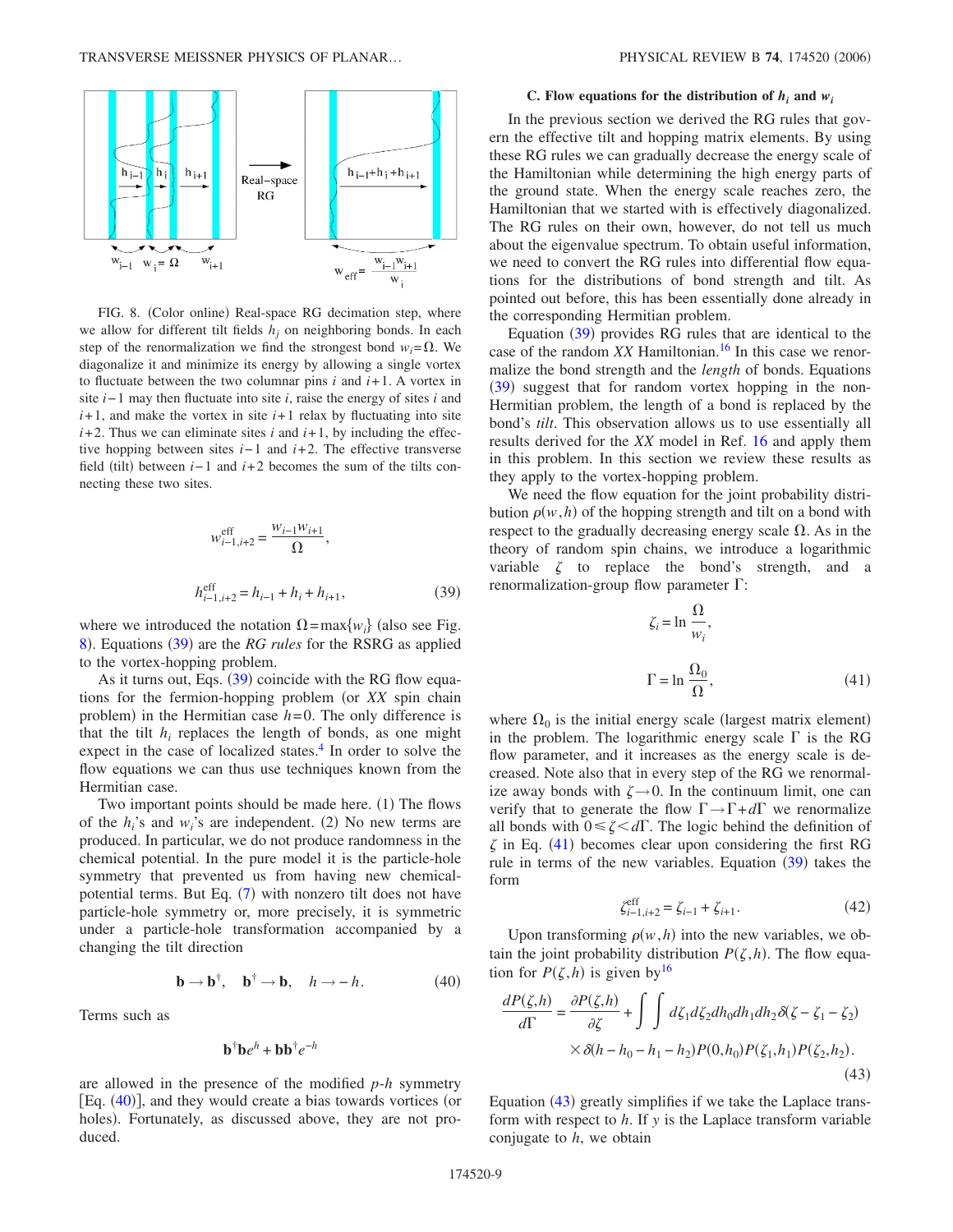FIG. 8. (Color online) Real-space RG decimation step, where we allow for different tilt fields $h_j$ on neighboring bonds. In each step of the renormalization we find the strongest bond $w_i = \Omega$. We diagonalize it and minimize its energy by allowing a single vortex to fluctuate between the two columnar pins $i$ and $i+1$. A vortex in site $i-1$ may then fluctuate into site $i$, raise the energy of sites $i$ and $i+1$, and make the vortex in site $i+1$ relax by fluctuating into site $i+2$. Thus we can eliminate sites $i$ and $i+1$, by including the effective hopping between sites $i-1$ and $i+2$. The effective transverse field (tilt) between $i-1$ and $i+2$ becomes the sum of the tilts connecting these two sites.

$$w^{\text{eff}}_{i-1,i+2} = \frac{w_{i-1}w_{i+1}}{\Omega},$$

$$h^{\text{eff}}_{i-1,i+2} = h_{i-1} + h_i + h_{i+1}, \tag{39}$$

where we introduced the notation $\Omega = \max\{w_i\}$ (also see Fig. 8). Equations (39) are the *RG rules* for the RSRG as applied to the vortex-hopping problem.

As it turns out, Eqs. (39) coincide with the RG flow equations for the fermion-hopping problem (or *XX* spin chain problem) in the Hermitian case $h=0$. The only difference is that the tilt $h_i$ replaces the length of bonds, as one might expect in the case of localized states.[4] In order to solve the flow equations we can thus use techniques known from the Hermitian case.

Two important points should be made here. (1) The flows of the $h_i$'s and $w_i$'s are independent. (2) No new terms are produced. In particular, we do not produce randomness in the chemical potential. In the pure model it is the particle-hole symmetry that prevented us from having new chemical-potential terms. But Eq. (7) with nonzero tilt does not have particle-hole symmetry or, more precisely, it is symmetric under a particle-hole transformation accompanied by a changing the tilt direction

$$\mathbf{b} \to \mathbf{b}^\dagger, \quad \mathbf{b}^\dagger \to \mathbf{b}, \quad h \to -h. \tag{40}$$

Terms such as

$$\mathbf{b}^\dagger \mathbf{b} e^{h} + \mathbf{b}\mathbf{b}^\dagger e^{-h}$$

are allowed in the presence of the modified *p*-*h* symmetry [Eq. (40)], and they would create a bias towards vortices (or holes). Fortunately, as discussed above, they are not produced.

### C. Flow equations for the distribution of $h_i$ and $w_i$

In the previous section we derived the RG rules that govern the effective tilt and hopping matrix elements. By using these RG rules we can gradually decrease the energy scale of the Hamiltonian while determining the high energy parts of the ground state. When the energy scale reaches zero, the Hamiltonian that we started with is effectively diagonalized. The RG rules on their own, however, do not tell us much about the eigenvalue spectrum. To obtain useful information, we need to convert the RG rules into differential flow equations for the distributions of bond strength and tilt. As pointed out before, this has been essentially done already in the corresponding Hermitian problem.

Equation (39) provides RG rules that are identical to the case of the random *XX* Hamiltonian.[16] In this case we renormalize the bond strength and the *length* of bonds. Equations (39) suggest that for random vortex hopping in the non-Hermitian problem, the length of a bond is replaced by the bond's *tilt*. This observation allows us to use essentially all results derived for the *XX* model in Ref. 16 and apply them in this problem. In this section we review these results as they apply to the vortex-hopping problem.

We need the flow equation for the joint probability distribution $\rho(w,h)$ of the hopping strength and tilt on a bond with respect to the gradually decreasing energy scale $\Omega$. As in the theory of random spin chains, we introduce a logarithmic variable $\zeta$ to replace the bond's strength, and a renormalization-group flow parameter $\Gamma$:

$$\zeta_i = \ln \frac{\Omega}{w_i},$$

$$\Gamma = \ln \frac{\Omega_0}{\Omega}, \tag{41}$$

where $\Omega_0$ is the initial energy scale (largest matrix element) in the problem. The logarithmic scale $\Gamma$ is the RG flow parameter, and it increases as the energy scale is decreased. Note also that in every step of the RG we renormalize away bonds with $\zeta \to 0$. In the continuum limit, one can verify that to generate the flow $\Gamma \to \Gamma + d\Gamma$ we renormalize all bonds with $0 \leq \zeta < d\Gamma$. The logic behind the definition of $\zeta$ in Eq. (41) becomes clear upon considering the first RG rule in terms of the new variables. Equation (39) takes the form

$$\zeta^{\text{eff}}_{i-1,i+2} = \zeta_{i-1} + \zeta_{i+1}. \tag{42}$$

Upon transforming $\rho(w,h)$ into the new variables, we obtain the joint probability distribution $P(\zeta,h)$. The flow equation for $P(\zeta,h)$ is given by[16]

$$\frac{dP(\zeta,h)}{d\Gamma} = \frac{\partial P(\zeta,h)}{\partial \zeta} + \int\int d\zeta_1 d\zeta_2 dh_0 dh_1 dh_2 \delta(\zeta - \zeta_1 - \zeta_2) \times \delta(h - h_0 - h_1 - h_2) P(0,h_0) P(\zeta_1,h_1) P(\zeta_2,h_2). \tag{43}$$

Equation (43) greatly simplifies if we take the Laplace transform with respect to $h$. If $y$ is the Laplace transform variable conjugate to $h$, we obtain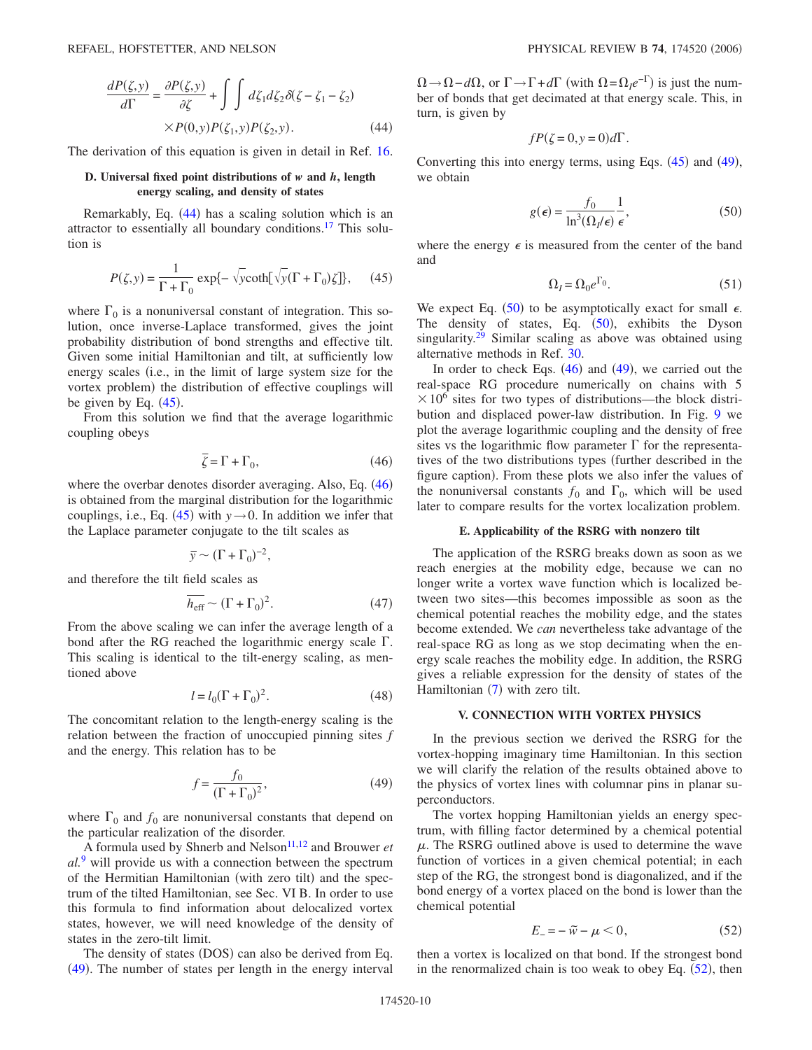$$\frac{dP(\zeta,y)}{d\Gamma} = \frac{\partial P(\zeta,y)}{\partial \zeta} + \int\int d\zeta_1 d\zeta_2 \delta(\zeta - \zeta_1 - \zeta_2) \times P(0,y)P(\zeta_1,y)P(\zeta_2,y). \quad (44)$$

The derivation of this equation is given in detail in Ref. 16.

### D. Universal fixed point distributions of $w$ and $h$, length energy scaling, and density of states

Remarkably, Eq. (44) has a scaling solution which is an attractor to essentially all boundary conditions.[17] This solution is

$$P(\zeta,y) = \frac{1}{\Gamma + \Gamma_0} \exp\{-\sqrt{y}\coth[\sqrt{y}(\Gamma + \Gamma_0)\zeta]\}, \quad (45)$$

where $\Gamma_0$ is a nonuniversal constant of integration. This solution, once inverse-Laplace transformed, gives the joint probability distribution of bond strengths and effective tilt. Given some initial Hamiltonian and tilt, at sufficiently low energy scales (i.e., in the limit of large system size for the vortex problem) the distribution of effective couplings will be given by Eq. (45).

From this solution we find that the average logarithmic coupling obeys

$$\bar{\zeta} = \Gamma + \Gamma_0, \quad (46)$$

where the overbar denotes disorder averaging. Also, Eq. (46) is obtained from the marginal distribution for the logarithmic couplings, i.e., Eq. (45) with $y \to 0$. In addition we infer that the Laplace parameter conjugate to the tilt scales as

$$\bar{y} \sim (\Gamma + \Gamma_0)^{-2},$$

and therefore the tilt field scales as

$$\overline{h_{\text{eff}}} \sim (\Gamma + \Gamma_0)^2. \quad (47)$$

From the above scaling we can infer the average length of a bond after the RG reached the logarithmic energy scale $\Gamma$. This scaling is identical to the tilt-energy scaling, as mentioned above

$$l = l_0(\Gamma + \Gamma_0)^2. \quad (48)$$

The concomitant relation to the length-energy scaling is the relation between the fraction of unoccupied pinning sites $f$ and the energy. This relation has to be

$$f = \frac{f_0}{(\Gamma + \Gamma_0)^2}, \quad (49)$$

where $\Gamma_0$ and $f_0$ are nonuniversal constants that depend on the particular realization of the disorder.

A formula used by Shnerb and Nelson[11,12] and Brouwer *et al.*[9] will provide us with a connection between the spectrum of the Hermitian Hamiltonian (with zero tilt) and the spectrum of the tilted Hamiltonian, see Sec. VI B. In order to use this formula to find information about delocalized vortex states, however, we will need knowledge of the density of states in the zero-tilt limit.

The density of states (DOS) can also be derived from Eq. (49). The number of states per length in the energy interval $\Omega \to \Omega - d\Omega$, or $\Gamma \to \Gamma + d\Gamma$ (with $\Omega = \Omega_I e^{-\Gamma}$) is just the number of bonds that get decimated at that energy scale. This, in turn, is given by

$$fP(\zeta = 0, y = 0)d\Gamma.$$

Converting this into energy terms, using Eqs. (45) and (49), we obtain

$$g(\epsilon) = \frac{f_0}{\ln^3(\Omega_I/\epsilon)} \frac{1}{\epsilon}, \quad (50)$$

where the energy $\epsilon$ is measured from the center of the band and

$$\Omega_I = \Omega_0 e^{\Gamma_0}. \quad (51)$$

We expect Eq. (50) to be asymptotically exact for small $\epsilon$. The density of states, Eq. (50), exhibits the Dyson singularity.[29] Similar scaling as above was obtained using alternative methods in Ref. 30.

In order to check Eqs. (46) and (49), we carried out the real-space RG procedure numerically on chains with $5 \times 10^6$ sites for two types of distributions—the block distribution and displaced power-law distribution. In Fig. 9 we plot the average logarithmic coupling and the density of free sites vs the logarithmic flow parameter $\Gamma$ for the representatives of the two distributions types (further described in the figure caption). From these plots we also infer the values of the nonuniversal constants $f_0$ and $\Gamma_0$, which will be used later to compare results for the vortex localization problem.

### E. Applicability of the RSRG with nonzero tilt

The application of the RSRG breaks down as soon as we reach energies at the mobility edge, because we can no longer write a vortex wave function which is localized between two sites—this becomes impossible as soon as the chemical potential reaches the mobility edge, and the states become extended. We *can* nevertheless take advantage of the real-space RG as long as we stop decimating when the energy scale reaches the mobility edge. In addition, the RSRG gives a reliable expression for the density of states of the Hamiltonian (7) with zero tilt.

## V. CONNECTION WITH VORTEX PHYSICS

In the previous section we derived the RSRG for the vortex-hopping imaginary time Hamiltonian. In this section we will clarify the relation of the results obtained above to the physics of vortex lines with columnar pins in planar superconductors.

The vortex hopping Hamiltonian yields an energy spectrum, with filling factor determined by a chemical potential $\mu$. The RSRG outlined above is used to determine the wave function of vortices in a given chemical potential; in each step of the RG, the strongest bond is diagonalized, and if the bond energy of a vortex placed on the bond is lower than the chemical potential

$$E_- = -\tilde{w} - \mu < 0, \quad (52)$$

then a vortex is localized on that bond. If the strongest bond in the renormalized chain is too weak to obey Eq. (52), then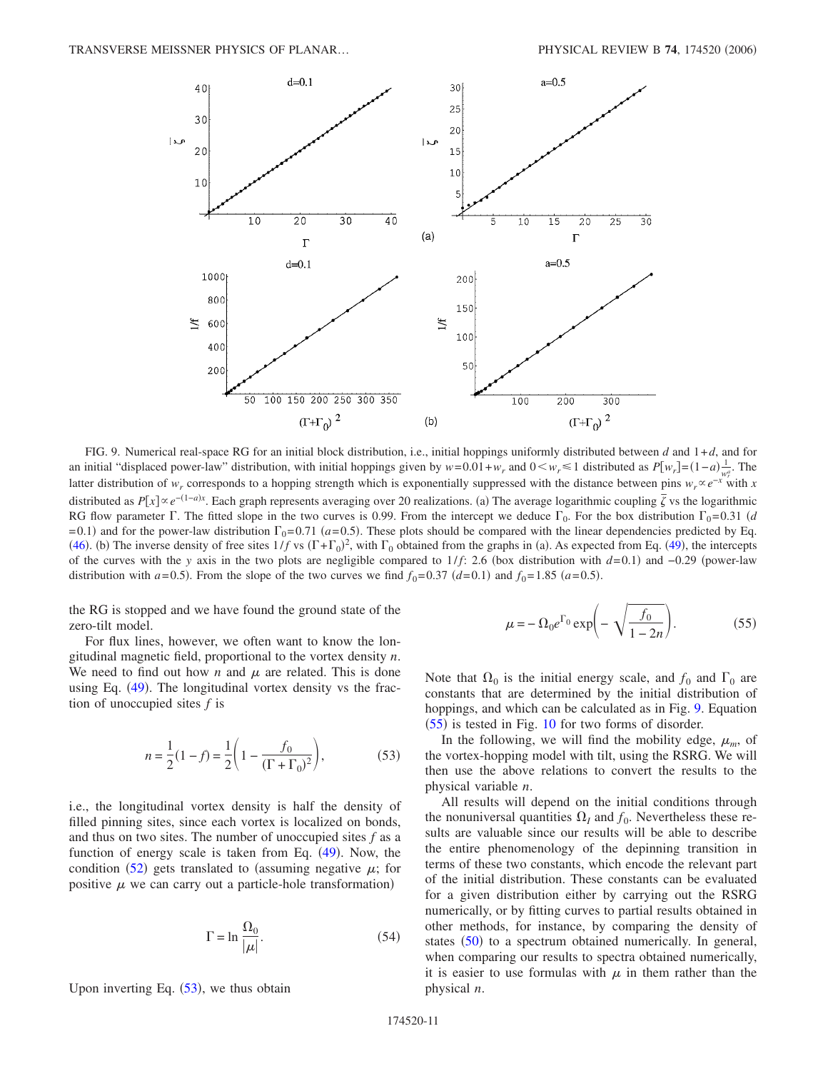FIG. 9. Numerical real-space RG for an initial block distribution, i.e., initial hoppings uniformly distributed between $d$ and $1+d$, and for an initial "displaced power-law" distribution, with initial hoppings given by $w=0.01+w_r$ and $0<w_r\leq 1$ distributed as $P[w_r]=(1-a)\frac{1}{w_r^a}$. The latter distribution of $w_r$ corresponds to a hopping strength which is exponentially suppressed with the distance between pins $w_r \propto e^{-x}$ with $x$ distributed as $P[x]\propto e^{-(1-a)x}$. Each graph represents averaging over 20 realizations. (a) The average logarithmic coupling $\bar{\zeta}$ vs the logarithmic RG flow parameter $\Gamma$. The fitted slope in the two curves is 0.99. From the intercept we deduce $\Gamma_0$. For the box distribution $\Gamma_0=0.31$ ($d=0.1$) and for the power-law distribution $\Gamma_0=0.71$ ($a=0.5$). These plots should be compared with the linear dependencies predicted by Eq. (46). (b) The inverse density of free sites $1/f$ vs $(\Gamma+\Gamma_0)^2$, with $\Gamma_0$ obtained from the graphs in (a). As expected from Eq. (49), the intercepts of the curves with the $y$ axis in the two plots are negligible compared to $1/f$: 2.6 (box distribution with $d=0.1$) and $-0.29$ (power-law distribution with $a=0.5$). From the slope of the two curves we find $f_0=0.37$ ($d=0.1$) and $f_0=1.85$ ($a=0.5$).

the RG is stopped and we have found the ground state of the zero-tilt model.

For flux lines, however, we often want to know the longitudinal magnetic field, proportional to the vortex density $n$. We need to find out how $n$ and $\mu$ are related. This is done using Eq. (49). The longitudinal vortex density vs the fraction of unoccupied sites $f$ is

$$n = \frac{1}{2}(1-f) = \frac{1}{2}\left(1 - \frac{f_0}{(\Gamma+\Gamma_0)^2}\right), \tag{53}$$

i.e., the longitudinal vortex density is half the density of filled pinning sites, since each vortex is localized on bonds, and thus on two sites. The number of unoccupied sites $f$ as a function of energy scale is taken from Eq. (49). Now, the condition (52) gets translated to (assuming negative $\mu$; for positive $\mu$ we can carry out a particle-hole transformation)

$$\Gamma = \ln \frac{\Omega_0}{|\mu|}. \tag{54}$$

Upon inverting Eq. (53), we thus obtain

$$\mu = -\Omega_0 e^{\Gamma_0} \exp\left(-\sqrt{\frac{f_0}{1-2n}}\right). \tag{55}$$

Note that $\Omega_0$ is the initial energy scale, and $f_0$ and $\Gamma_0$ are constants that are determined by the initial distribution of hoppings, and which can be calculated as in Fig. 9. Equation (55) is tested in Fig. 10 for two forms of disorder.

In the following, we will find the mobility edge, $\mu_m$, of the vortex-hopping model with tilt, using the RSRG. We will then use the above relations to convert the results to the physical variable $n$.

All results will depend on the initial conditions through the nonuniversal quantities $\Omega_I$ and $f_0$. Nevertheless these results are valuable since our results will be able to describe the entire phenomenology of the depinning transition in terms of these two constants, which encode the relevant part of the initial distribution. These constants can be evaluated for a given distribution either by carrying out the RSRG numerically, or by fitting curves to partial results obtained in other methods, for instance, by comparing the density of states (50) to a spectrum obtained numerically. In general, when comparing our results to spectra obtained numerically, it is easier to use formulas with $\mu$ in them rather than the physical $n$.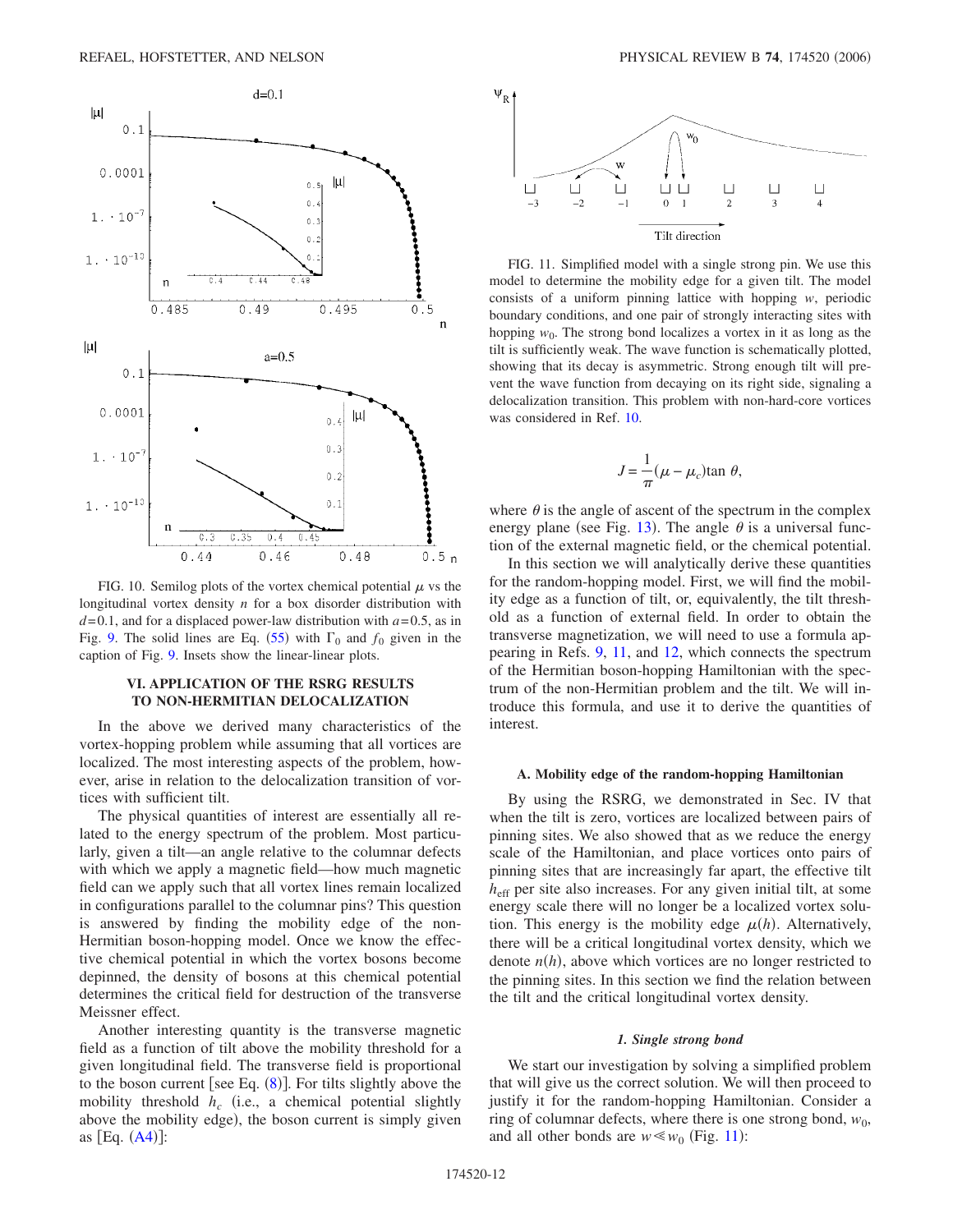FIG. 10. Semilog plots of the vortex chemical potential $\mu$ vs the longitudinal vortex density $n$ for a box disorder distribution with $d=0.1$, and for a displaced power-law distribution with $a=0.5$, as in Fig. 9. The solid lines are Eq. (55) with $\Gamma_0$ and $f_0$ given in the caption of Fig. 9. Insets show the linear-linear plots.

## VI. APPLICATION OF THE RSRG RESULTS TO NON-HERMITIAN DELOCALIZATION

In the above we derived many characteristics of the vortex-hopping problem while assuming that all vortices are localized. The most interesting aspects of the problem, however, arise in relation to the delocalization transition of vortices with sufficient tilt.

The physical quantities of interest are essentially all related to the energy spectrum of the problem. Most particularly, given a tilt—an angle relative to the columnar defects with which we apply a magnetic field—how much magnetic field can we apply such that all vortex lines remain localized in configurations parallel to the columnar pins? This question is answered by finding the mobility edge of the non-Hermitian boson-hopping model. Once we know the effective chemical potential in which the vortex bosons become depinned, the density of bosons at this chemical potential determines the critical field for destruction of the transverse Meissner effect.

Another interesting quantity is the transverse magnetic field as a function of tilt above the mobility threshold for a given longitudinal field. The transverse field is proportional to the boson current [see Eq. (8)]. For tilts slightly above the mobility threshold $h_c$ (i.e., a chemical potential slightly above the mobility edge), the boson current is simply given as [Eq. (A4)]:

FIG. 11. Simplified model with a single strong pin. We use this model to determine the mobility edge for a given tilt. The model consists of a uniform pinning lattice with hopping $w$, periodic boundary conditions, and one pair of strongly interacting sites with hopping $w_0$. The strong bond localizes a vortex in it as long as the tilt is sufficiently weak. The wave function is schematically plotted, showing that its decay is asymmetric. Strong enough tilt will prevent the wave function from decaying on its right side, signaling a delocalization transition. This problem with non-hard-core vortices was considered in Ref. 10.

$$J = \frac{1}{\pi}(\mu - \mu_c)\tan\theta,$$

where $\theta$ is the angle of ascent of the spectrum in the complex energy plane (see Fig. 13). The angle $\theta$ is a universal function of the external magnetic field, or the chemical potential.

In this section we will analytically derive these quantities for the random-hopping model. First, we will find the mobility edge as a function of tilt, or, equivalently, the tilt threshold as a function of external field. In order to obtain the transverse magnetization, we will need to use a formula appearing in Refs. 9, 11, and 12, which connects the spectrum of the Hermitian boson-hopping Hamiltonian with the spectrum of the non-Hermitian problem and the tilt. We will introduce this formula, and use it to derive the quantities of interest.

### A. Mobility edge of the random-hopping Hamiltonian

By using the RSRG, we demonstrated in Sec. IV that when the tilt is zero, vortices are localized between pairs of pinning sites. We also showed that as we reduce the energy scale of the Hamiltonian, and place vortices onto pairs of pinning sites that are increasingly far apart, the effective tilt $h_{\text{eff}}$ per site also increases. For any given initial tilt, at some energy scale there will no longer be a localized vortex solution. This energy is the mobility edge $\mu(h)$. Alternatively, there will be a critical longitudinal vortex density, which we denote $n(h)$, above which vortices are no longer restricted to the pinning sites. In this section we find the relation between the tilt and the critical longitudinal vortex density.

#### *1. Single strong bond*

We start our investigation by solving a simplified problem that will give us the correct solution. We will then proceed to justify it for the random-hopping Hamiltonian. Consider a ring of columnar defects, where there is one strong bond, $w_0$, and all other bonds are $w \ll w_0$ (Fig. 11):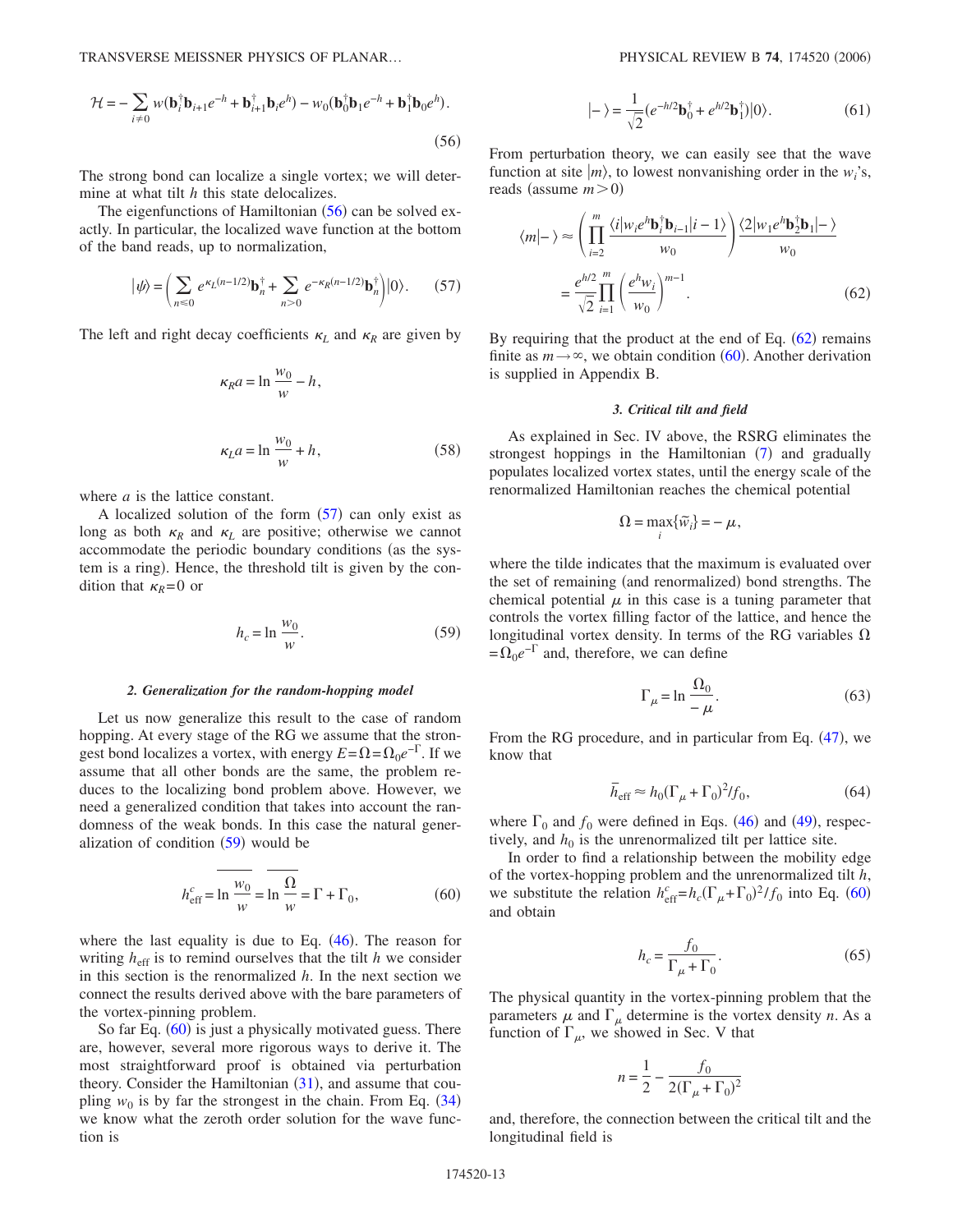$$\mathcal{H} = -\sum_{i\neq 0} w(\mathbf{b}_i^\dagger \mathbf{b}_{i+1} e^{-h} + \mathbf{b}_{i+1}^\dagger \mathbf{b}_i e^{h}) - w_0(\mathbf{b}_0^\dagger \mathbf{b}_1 e^{-h} + \mathbf{b}_1^\dagger \mathbf{b}_0 e^{h}). \tag{56}$$

The strong bond can localize a single vortex; we will determine at what tilt $h$ this state delocalizes.

The eigenfunctions of Hamiltonian (56) can be solved exactly. In particular, the localized wave function at the bottom of the band reads, up to normalization,

$$|\psi\rangle = \left(\sum_{n\leq 0} e^{\kappa_L (n-1/2)} \mathbf{b}_n^\dagger + \sum_{n>0} e^{-\kappa_R (n-1/2)} \mathbf{b}_n^\dagger\right)|0\rangle. \tag{57}$$

The left and right decay coefficients $\kappa_L$ and $\kappa_R$ are given by

$$\kappa_R a = \ln\frac{w_0}{w} - h,$$

$$\kappa_L a = \ln\frac{w_0}{w} + h, \tag{58}$$

where $a$ is the lattice constant.

A localized solution of the form (57) can only exist as long as both $\kappa_R$ and $\kappa_L$ are positive; otherwise we cannot accommodate the periodic boundary conditions (as the system is a ring). Hence, the threshold tilt is given by the condition that $\kappa_R = 0$ or

$$h_c = \ln\frac{w_0}{w}. \tag{59}$$

#### *2. Generalization for the random-hopping model*

Let us now generalize this result to the case of random hopping. At every stage of the RG we assume that the strongest bond localizes a vortex, with energy $E = \Omega = \Omega_0 e^{-\Gamma}$. If we assume that all other bonds are the same, the problem reduces to the localizing bond problem above. However, we need a generalized condition that takes into account the randomness of the weak bonds. In this case the natural generalization of condition (59) would be

$$h_{\text{eff}}^c = \overline{\ln\frac{w_0}{w}} = \overline{\ln\frac{\Omega}{w}} = \Gamma + \Gamma_0, \tag{60}$$

where the last equality is due to Eq. (46). The reason for writing $h_{\text{eff}}$ is to remind ourselves that the tilt $h$ we consider in this section is the renormalized $h$. In the next section we connect the results derived above with the bare parameters of the vortex-pinning problem.

So far Eq. (60) is just a physically motivated guess. There are, however, several more rigorous ways to derive it. The most straightforward proof is obtained via perturbation theory. Consider the Hamiltonian (31), and assume that coupling $w_0$ is by far the strongest in the chain. From Eq. (34) we know what the zeroth order solution for the wave function is

$$|-\rangle = \frac{1}{\sqrt{2}}(e^{-h/2}\mathbf{b}_0^\dagger + e^{h/2}\mathbf{b}_1^\dagger)|0\rangle. \tag{61}$$

From perturbation theory, we can easily see that the wave function at site $|m\rangle$, to lowest nonvanishing order in the $w_i$'s, reads (assume $m>0$)

$$\begin{aligned}\langle m|-\rangle &\approx \left(\prod_{i=2}^{m} \frac{\langle i|w_i e^h \mathbf{b}_i^\dagger \mathbf{b}_{i-1}|i-1\rangle}{w_0}\right)\frac{\langle 2|w_1 e^h \mathbf{b}_2^\dagger \mathbf{b}_1|-\rangle}{w_0} \\ &= \frac{e^{h/2}}{\sqrt{2}}\prod_{i=1}^{m}\left(\frac{e^h w_i}{w_0}\right)^{m-1}.\end{aligned} \tag{62}$$

By requiring that the product at the end of Eq. (62) remains finite as $m\to\infty$, we obtain condition (60). Another derivation is supplied in Appendix B.

#### *3. Critical tilt and field*

As explained in Sec. IV above, the RSRG eliminates the strongest hoppings in the Hamiltonian (7) and gradually populates localized vortex states, until the energy scale of the renormalized Hamiltonian reaches the chemical potential

$$\Omega = \max_i\{\tilde{w}_i\} = -\mu,$$

where the tilde indicates that the maximum is evaluated over the set of remaining (and renormalized) bond strengths. The chemical potential $\mu$ in this case is a tuning parameter that controls the vortex filling factor of the lattice, and hence the longitudinal vortex density. In terms of the RG variables $\Omega = \Omega_0 e^{-\Gamma}$ and, therefore, we can define

$$\Gamma_\mu = \ln\frac{\Omega_0}{-\mu}. \tag{63}$$

From the RG procedure, and in particular from Eq. (47), we know that

$$\bar{h}_{\text{eff}} \approx h_0(\Gamma_\mu + \Gamma_0)^2/f_0, \tag{64}$$

where $\Gamma_0$ and $f_0$ were defined in Eqs. (46) and (49), respectively, and $h_0$ is the unrenormalized tilt per lattice site.

In order to find a relationship between the mobility edge of the vortex-hopping problem and the unrenormalized tilt $h$, we substitute the relation $h_{\text{eff}}^c = h_c(\Gamma_\mu + \Gamma_0)^2/f_0$ into Eq. (60) and obtain

$$h_c = \frac{f_0}{\Gamma_\mu + \Gamma_0}. \tag{65}$$

The physical quantity in the vortex-pinning problem that the parameters $\mu$ and $\Gamma_\mu$ determine is the vortex density $n$. As a function of $\Gamma_\mu$, we showed in Sec. V that

$$n = \frac{1}{2} - \frac{f_0}{2(\Gamma_\mu + \Gamma_0)^2}$$

and, therefore, the connection between the critical tilt and the longitudinal field is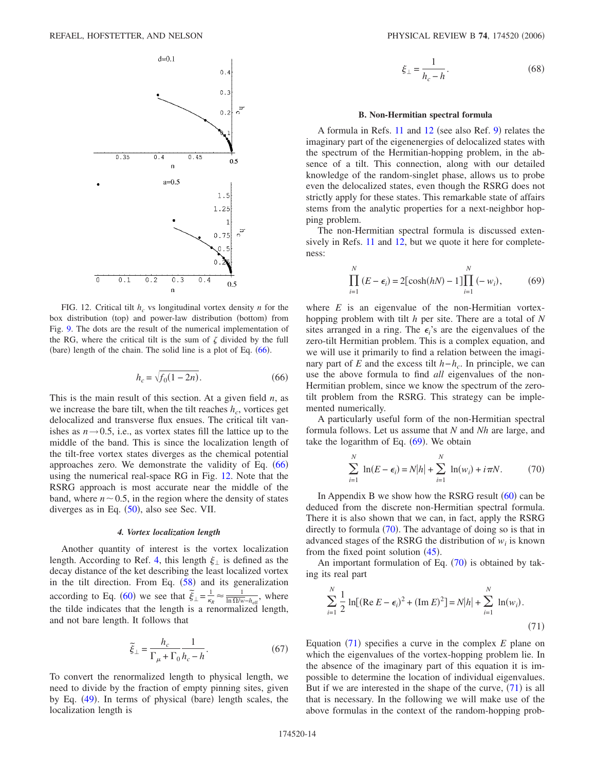FIG. 12. Critical tilt $h_c$ vs longitudinal vortex density $n$ for the box distribution (top) and power-law distribution (bottom) from Fig. 9. The dots are the result of the numerical implementation of the RG, where the critical tilt is the sum of $\zeta$ divided by the full (bare) length of the chain. The solid line is a plot of Eq. (66).

$$h_c = \sqrt{f_0(1-2n)}. \tag{66}$$

This is the main result of this section. At a given field $n$, as we increase the bare tilt, when the tilt reaches $h_c$, vortices get delocalized and transverse flux ensues. The critical tilt vanishes as $n \to 0.5$, i.e., as vortex states fill the lattice up to the middle of the band. This is since the localization length of the tilt-free vortex states diverges as the chemical potential approaches zero. We demonstrate the validity of Eq. (66) using the numerical real-space RG in Fig. 12. Note that the RSRG approach is most accurate near the middle of the band, where $n \sim 0.5$, in the region where the density of states diverges as in Eq. (50), also see Sec. VII.

#### *4. Vortex localization length*

Another quantity of interest is the vortex localization length. According to Ref. 4, this length $\xi_\perp$ is defined as the decay distance of the ket describing the least localized vortex in the tilt direction. From Eq. (58) and its generalization according to Eq. (60) we see that $\tilde{\xi}_\perp = \frac{1}{\kappa_R} \approx \frac{1}{\ln \Omega/w - h_{\text{eff}}}$, where the tilde indicates that the length is a renormalized length, and not bare length. It follows that

$$\tilde{\xi}_\perp = \frac{h_c}{\Gamma_\mu + \Gamma_0} \frac{1}{h_c - h}. \tag{67}$$

To convert the renormalized length to physical length, we need to divide by the fraction of empty pinning sites, given by Eq. (49). In terms of physical (bare) length scales, the localization length is

$$\xi_\perp = \frac{1}{h_c - h}. \tag{68}$$

### B. Non-Hermitian spectral formula

A formula in Refs. 11 and 12 (see also Ref. 9) relates the imaginary part of the eigenenergies of delocalized states with the spectrum of the Hermitian-hopping problem, in the absence of a tilt. This connection, along with our detailed knowledge of the random-singlet phase, allows us to probe even the delocalized states, even though the RSRG does not strictly apply for these states. This remarkable state of affairs stems from the analytic properties for a next-neighbor hopping problem.

The non-Hermitian spectral formula is discussed extensively in Refs. 11 and 12, but we quote it here for completeness:

$$\prod_{i=1}^{N} (E - \epsilon_i) = 2[\cosh(hN) - 1] \prod_{i=1}^{N} (-w_i), \tag{69}$$

where $E$ is an eigenvalue of the non-Hermitian vortex-hopping problem with tilt $h$ per site. There are a total of $N$ sites arranged in a ring. The $\epsilon_i$'s are the eigenvalues of the zero-tilt Hermitian problem. This is a complex equation, and we will use it primarily to find a relation between the imaginary part of $E$ and the excess tilt $h - h_c$. In principle, we can use the above formula to find *all* eigenvalues of the non-Hermitian problem, since we know the spectrum of the zero-tilt problem from the RSRG. This strategy can be implemented numerically.

A particularly useful form of the non-Hermitian spectral formula follows. Let us assume that $N$ and $Nh$ are large, and take the logarithm of Eq. (69). We obtain

$$\sum_{i=1}^{N} \ln(E - \epsilon_i) = N|h| + \sum_{i=1}^{N} \ln(w_i) + i\pi N. \tag{70}$$

In Appendix B we show how the RSRG result (60) can be deduced from the discrete non-Hermitian spectral formula. There it is also shown that we can, in fact, apply the RSRG directly to formula (70). The advantage of doing so is that in advanced stages of the RSRG the distribution of $w_i$ is known from the fixed point solution (45).

An important formulation of Eq. (70) is obtained by taking its real part

$$\sum_{i=1}^{N} \frac{1}{2} \ln[(\text{Re}\, E - \epsilon_i)^2 + (\text{Im}\, E)^2] = N|h| + \sum_{i=1}^{N} \ln(w_i). \tag{71}$$

Equation (71) specifies a curve in the complex $E$ plane on which the eigenvalues of the vortex-hopping problem lie. In the absence of the imaginary part of this equation it is impossible to determine the location of individual eigenvalues. But if we are interested in the shape of the curve, (71) is all that is necessary. In the following we will make use of the above formulas in the context of the random-hopping prob-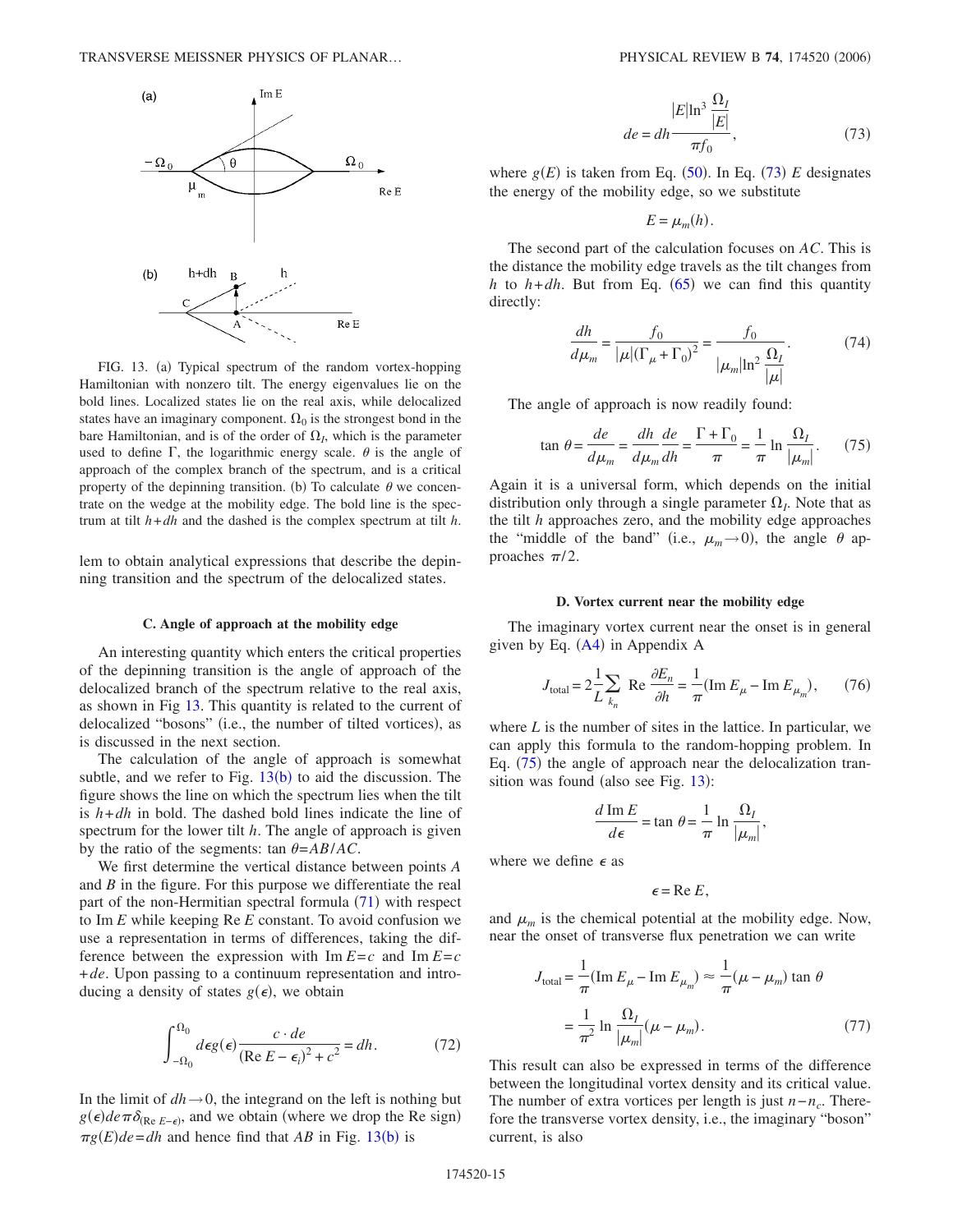FIG. 13. (a) Typical spectrum of the random vortex-hopping Hamiltonian with nonzero tilt. The energy eigenvalues lie on the bold lines. Localized states lie on the real axis, while delocalized states have an imaginary component. $\Omega_0$ is the strongest bond in the bare Hamiltonian, and is of the order of $\Omega_I$, which is the parameter used to define $\Gamma$, the logarithmic energy scale. $\theta$ is the angle of approach of the complex branch of the spectrum, and is a critical property of the depinning transition. (b) To calculate $\theta$ we concentrate on the wedge at the mobility edge. The bold line is the spectrum at tilt $h+dh$ and the dashed is the complex spectrum at tilt $h$.

lem to obtain analytical expressions that describe the depinning transition and the spectrum of the delocalized states.

### C. Angle of approach at the mobility edge

An interesting quantity which enters the critical properties of the depinning transition is the angle of approach of the delocalized branch of the spectrum relative to the real axis, as shown in Fig 13. This quantity is related to the current of delocalized "bosons" (i.e., the number of tilted vortices), as is discussed in the next section.

The calculation of the angle of approach is somewhat subtle, and we refer to Fig. 13(b) to aid the discussion. The figure shows the line on which the spectrum lies when the tilt is $h+dh$ in bold. The dashed bold lines indicate the line of spectrum for the lower tilt $h$. The angle of approach is given by the ratio of the segments: $\tan\theta = AB/AC$.

We first determine the vertical distance between points $A$ and $B$ in the figure. For this purpose we differentiate the real part of the non-Hermitian spectral formula (71) with respect to $\mathrm{Im}\, E$ while keeping $\mathrm{Re}\, E$ constant. To avoid confusion we use a representation in terms of differences, taking the difference between the expression with $\mathrm{Im}\, E = c$ and $\mathrm{Im}\, E = c + de$. Upon passing to a continuum representation and introducing a density of states $g(\epsilon)$, we obtain

$$\int_{-\Omega_0}^{\Omega_0} d\epsilon g(\epsilon) \frac{c \cdot de}{(\mathrm{Re}\, E - \epsilon_i)^2 + c^2} = dh. \tag{72}$$

In the limit of $dh \to 0$, the integrand on the left is nothing but $g(\epsilon) de \pi \delta_{(\mathrm{Re}\, E - \epsilon)}$, and we obtain (where we drop the Re sign) $\pi g(E) de = dh$ and hence find that $AB$ in Fig. 13(b) is

$$de = dh \frac{|E| \ln^3 \frac{\Omega_I}{|E|}}{\pi f_0}, \tag{73}$$

where $g(E)$ is taken from Eq. (50). In Eq. (73) $E$ designates the energy of the mobility edge, so we substitute

$$E = \mu_m(h).$$

The second part of the calculation focuses on $AC$. This is the distance the mobility edge travels as the tilt changes from $h$ to $h+dh$. But from Eq. (65) we can find this quantity directly:

$$\frac{dh}{d\mu_m} = \frac{f_0}{|\mu|(\Gamma_\mu + \Gamma_0)^2} = \frac{f_0}{|\mu_m| \ln^2 \frac{\Omega_I}{|\mu|}}. \tag{74}$$

The angle of approach is now readily found:

$$\tan\theta = \frac{de}{d\mu_m} = \frac{dh}{d\mu_m}\frac{de}{dh} = \frac{\Gamma + \Gamma_0}{\pi} = \frac{1}{\pi} \ln \frac{\Omega_I}{|\mu_m|}. \tag{75}$$

Again it is a universal form, which depends on the initial distribution only through a single parameter $\Omega_I$. Note that as the tilt $h$ approaches zero, and the mobility edge approaches the "middle of the band" (i.e., $\mu_m \to 0$), the angle $\theta$ approaches $\pi/2$.

### D. Vortex current near the mobility edge

The imaginary vortex current near the onset is in general given by Eq. (A4) in Appendix A

$$J_{\text{total}} = 2\frac{1}{L}\sum_{k_n} \mathrm{Re}\, \frac{\partial E_n}{\partial h} = \frac{1}{\pi}(\mathrm{Im}\, E_\mu - \mathrm{Im}\, E_{\mu_m}), \tag{76}$$

where $L$ is the number of sites in the lattice. In particular, we can apply this formula to the random-hopping problem. In Eq. (75) the angle of approach near the delocalization transition was found (also see Fig. 13):

$$\frac{d\, \mathrm{Im}\, E}{d\epsilon} = \tan\theta = \frac{1}{\pi} \ln \frac{\Omega_I}{|\mu_m|},$$

where we define $\epsilon$ as

$$\epsilon = \mathrm{Re}\, E,$$

and $\mu_m$ is the chemical potential at the mobility edge. Now, near the onset of transverse flux penetration we can write

$$\begin{aligned} J_{\text{total}} &= \frac{1}{\pi}(\mathrm{Im}\, E_\mu - \mathrm{Im}\, E_{\mu_m}) \approx \frac{1}{\pi}(\mu - \mu_m)\tan\theta \\ &= \frac{1}{\pi^2} \ln \frac{\Omega_I}{|\mu_m|}(\mu - \mu_m). \end{aligned} \tag{77}$$

This result can also be expressed in terms of the difference between the longitudinal vortex density and its critical value. The number of extra vortices per length is just $n - n_c$. Therefore the transverse vortex density, i.e., the imaginary "boson" current, is also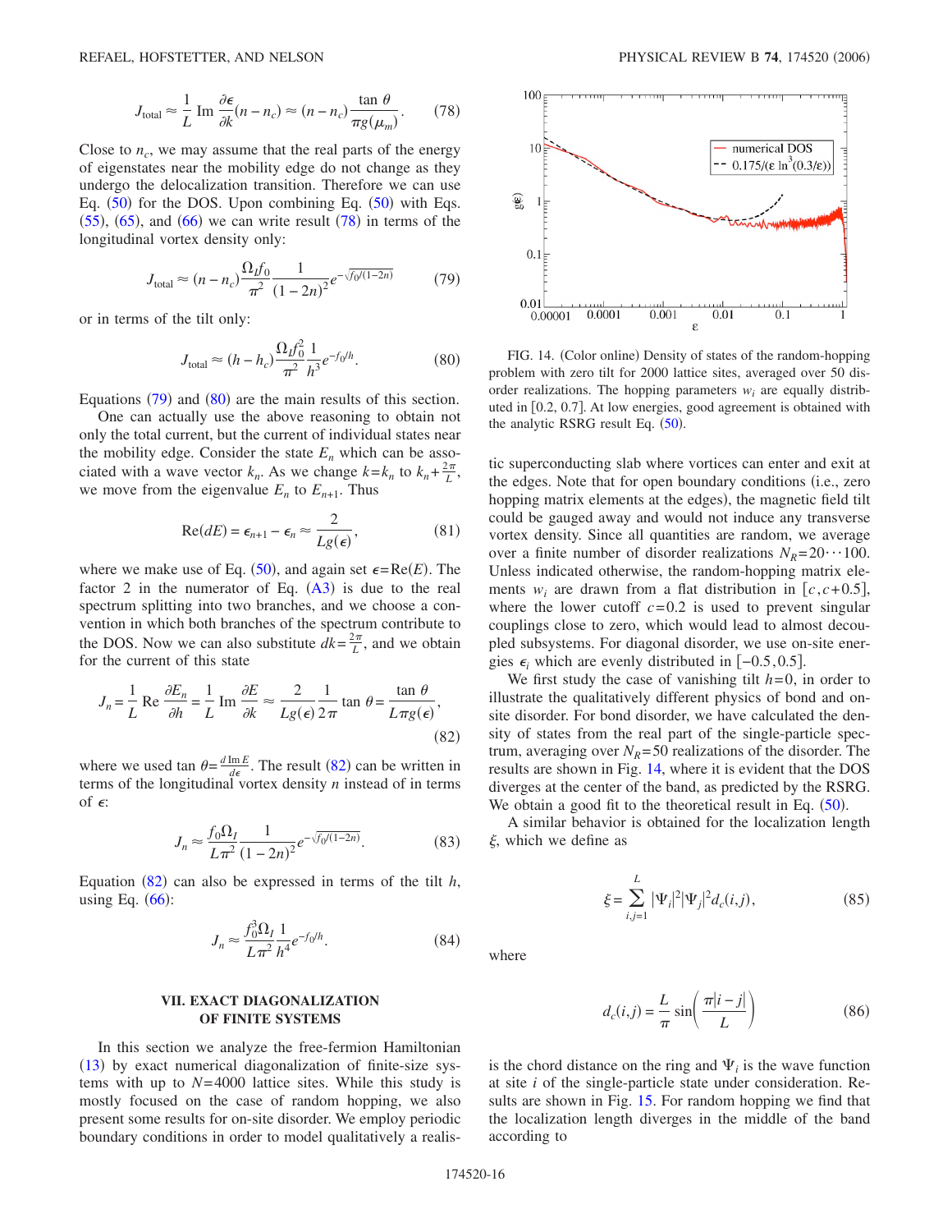$$J_{\text{total}} \approx \frac{1}{L} \operatorname{Im} \frac{\partial \epsilon}{\partial k}(n - n_c) \approx (n - n_c)\frac{\tan \theta}{\pi g(\mu_m)}. \tag{78}$$

Close to $n_c$, we may assume that the real parts of the energy of eigenstates near the mobility edge do not change as they undergo the delocalization transition. Therefore we can use Eq. (50) for the DOS. Upon combining Eq. (50) with Eqs. (55), (65), and (66) we can write result (78) in terms of the longitudinal vortex density only:

$$J_{\text{total}} \approx (n - n_c)\frac{\Omega_I f_0}{\pi^2}\frac{1}{(1-2n)^2} e^{-\sqrt{f_0/(1-2n)}} \tag{79}$$

or in terms of the tilt only:

$$J_{\text{total}} \approx (h - h_c)\frac{\Omega_I f_0^2}{\pi^2}\frac{1}{h^3} e^{-f_0/h}. \tag{80}$$

Equations (79) and (80) are the main results of this section.

One can actually use the above reasoning to obtain not only the total current, but the current of individual states near the mobility edge. Consider the state $E_n$ which can be associated with a wave vector $k_n$. As we change $k=k_n$ to $k_n+\frac{2\pi}{L}$, we move from the eigenvalue $E_n$ to $E_{n+1}$. Thus

$$\operatorname{Re}(dE) = \epsilon_{n+1} - \epsilon_n \approx \frac{2}{Lg(\epsilon)}, \tag{81}$$

where we make use of Eq. (50), and again set $\epsilon = \operatorname{Re}(E)$. The factor 2 in the numerator of Eq. (A3) is due to the real spectrum splitting into two branches, and we choose a convention in which both branches of the spectrum contribute to the DOS. Now we can also substitute $dk=\frac{2\pi}{L}$, and we obtain for the current of this state

$$J_n = \frac{1}{L}\operatorname{Re}\frac{\partial E_n}{\partial h} = \frac{1}{L}\operatorname{Im}\frac{\partial E}{\partial k} \approx \frac{2}{Lg(\epsilon)}\frac{1}{2\pi}\tan\theta = \frac{\tan\theta}{L\pi g(\epsilon)}, \tag{82}$$

where we used $\tan\theta = \frac{d \operatorname{Im} E}{d\epsilon}$. The result (82) can be written in terms of the longitudinal vortex density $n$ instead of in terms of $\epsilon$:

$$J_n \approx \frac{f_0 \Omega_I}{L\pi^2}\frac{1}{(1-2n)^2} e^{-\sqrt{f_0/(1-2n)}}. \tag{83}$$

Equation (82) can also be expressed in terms of the tilt $h$, using Eq. (66):

$$J_n \approx \frac{f_0^3 \Omega_I}{L\pi^2}\frac{1}{h^4} e^{-f_0/h}. \tag{84}$$

## VII. EXACT DIAGONALIZATION OF FINITE SYSTEMS

In this section we analyze the free-fermion Hamiltonian (13) by exact numerical diagonalization of finite-size systems with up to $N=4000$ lattice sites. While this study is mostly focused on the case of random hopping, we also present some results for on-site disorder. We employ periodic boundary conditions in order to model qualitatively a realistic superconducting slab where vortices can enter and exit at the edges. Note that for open boundary conditions (i.e., zero hopping matrix elements at the edges), the magnetic field tilt could be gauged away and would not induce any transverse vortex density. Since all quantities are random, we average over a finite number of disorder realizations $N_R=20\cdots100$. Unless indicated otherwise, the random-hopping matrix elements $w_i$ are drawn from a flat distribution in $[c, c+0.5]$, where the lower cutoff $c=0.2$ is used to prevent singular couplings close to zero, which would lead to almost decoupled subsystems. For diagonal disorder, we use on-site energies $\epsilon_i$ which are evenly distributed in $[-0.5, 0.5]$.

FIG. 14. (Color online) Density of states of the random-hopping problem with zero tilt for 2000 lattice sites, averaged over 50 disorder realizations. The hopping parameters $w_i$ are equally distributed in $[0.2, 0.7]$. At low energies, good agreement is obtained with the analytic RSRG result Eq. (50).

We first study the case of vanishing tilt $h=0$, in order to illustrate the qualitatively different physics of bond and on-site disorder. For bond disorder, we have calculated the density of states from the real part of the single-particle spectrum, averaging over $N_R=50$ realizations of the disorder. The results are shown in Fig. 14, where it is evident that the DOS diverges at the center of the band, as predicted by the RSRG. We obtain a good fit to the theoretical result in Eq. (50).

A similar behavior is obtained for the localization length $\xi$, which we define as

$$\xi = \sum_{i,j=1}^{L} |\Psi_i|^2 |\Psi_j|^2 d_c(i,j), \tag{85}$$

where

$$d_c(i,j) = \frac{L}{\pi}\sin\left(\frac{\pi|i-j|}{L}\right) \tag{86}$$

is the chord distance on the ring and $\Psi_i$ is the wave function at site $i$ of the single-particle state under consideration. Results are shown in Fig. 15. For random hopping we find that the localization length diverges in the middle of the band according to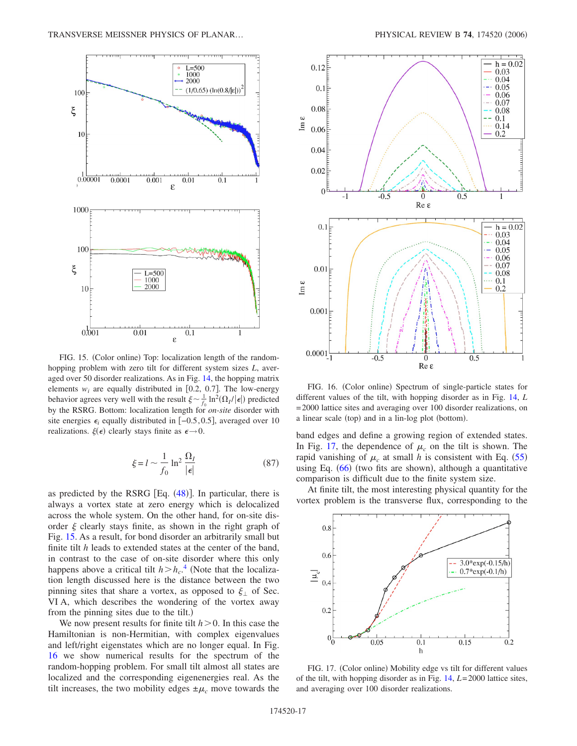FIG. 15. (Color online) Top: localization length of the random-hopping problem with zero tilt for different system sizes $L$, averaged over 50 disorder realizations. As in Fig. 14, the hopping matrix elements $w_i$ are equally distributed in [0.2, 0.7]. The low-energy behavior agrees very well with the result $\xi \sim \frac{1}{f_0} \ln^2(\Omega_I/|\epsilon|)$ predicted by the RSRG. Bottom: localization length for *on-site* disorder with site energies $\epsilon_i$ equally distributed in [−0.5,0.5], averaged over 10 realizations. $\xi(\epsilon)$ clearly stays finite as $\epsilon \rightarrow 0$.

$$\xi = l \sim \frac{1}{f_0} \ln^2 \frac{\Omega_I}{|\epsilon|} \tag{87}$$

as predicted by the RSRG [Eq. (48)]. In particular, there is always a vortex state at zero energy which is delocalized across the whole system. On the other hand, for on-site disorder $\xi$ clearly stays finite, as shown in the right graph of Fig. 15. As a result, for bond disorder an arbitrarily small but finite tilt $h$ leads to extended states at the center of the band, in contrast to the case of on-site disorder where this only happens above a critical tilt $h > h_c$.[4] (Note that the localization length discussed here is the distance between the two pinning sites that share a vortex, as opposed to $\xi_\perp$ of Sec. VI A, which describes the wondering of the vortex away from the pinning sites due to the tilt.)

We now present results for finite tilt $h > 0$. In this case the Hamiltonian is non-Hermitian, with complex eigenvalues and left/right eigenstates which are no longer equal. In Fig. 16 we show numerical results for the spectrum of the random-hopping problem. For small tilt almost all states are localized and the corresponding eigenenergies real. As the tilt increases, the two mobility edges $\pm\mu_c$ move towards the band edges and define a growing region of extended states. In Fig. 17, the dependence of $\mu_c$ on the tilt is shown. The rapid vanishing of $\mu_c$ at small $h$ is consistent with Eq. (55) using Eq. (66) (two fits are shown), although a quantitative comparison is difficult due to the finite system size.

At finite tilt, the most interesting physical quantity for the vortex problem is the transverse flux, corresponding to the

FIG. 16. (Color online) Spectrum of single-particle states for different values of the tilt, with hopping disorder as in Fig. 14, $L = 2000$ lattice sites and averaging over 100 disorder realizations, on a linear scale (top) and in a lin-log plot (bottom).

FIG. 17. (Color online) Mobility edge vs tilt for different values of the tilt, with hopping disorder as in Fig. 14, $L = 2000$ lattice sites, and averaging over 100 disorder realizations.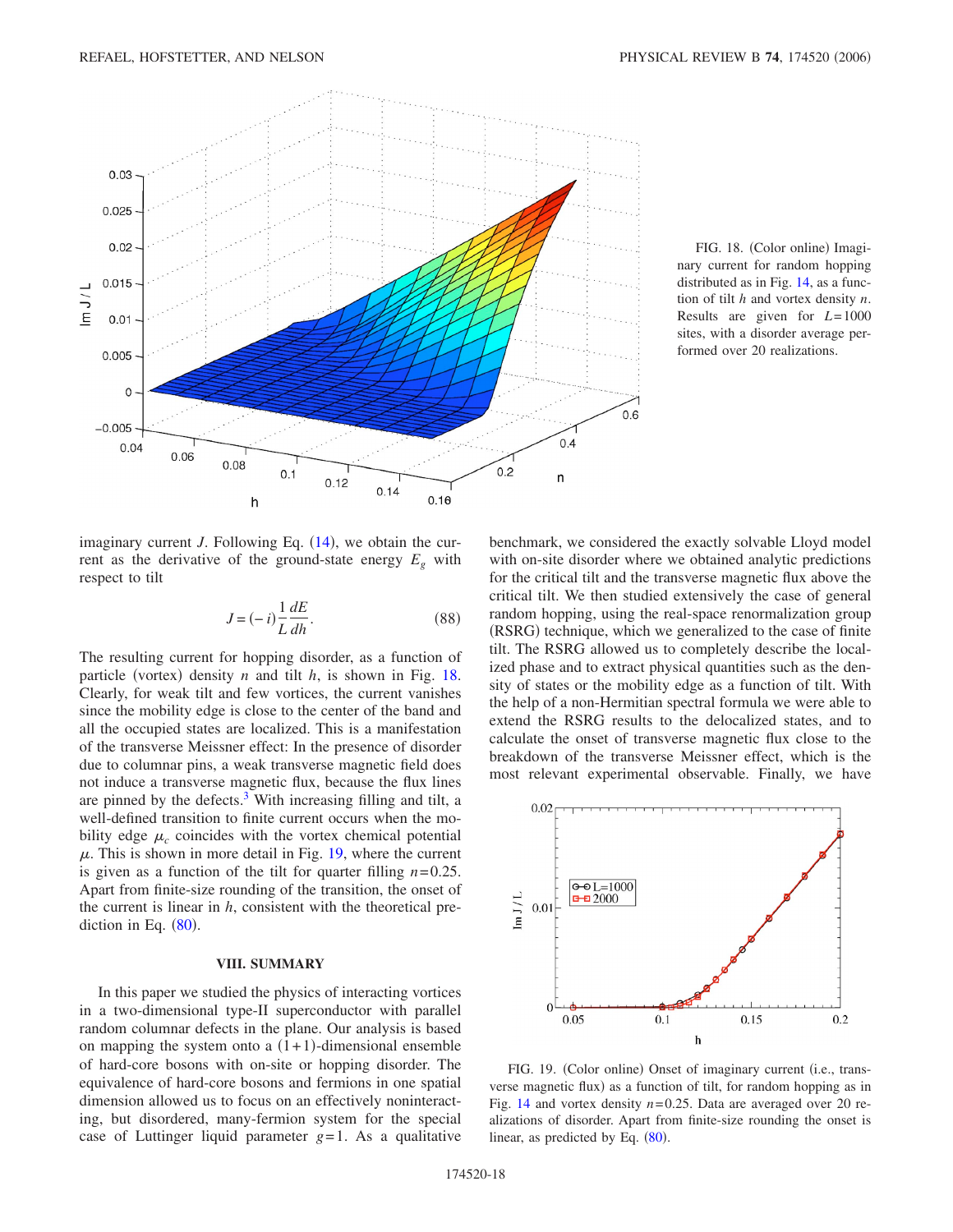FIG. 18. (Color online) Imaginary current for random hopping distributed as in Fig. 14, as a function of tilt $h$ and vortex density $n$. Results are given for $L=1000$ sites, with a disorder average performed over 20 realizations.

imaginary current $J$. Following Eq. (14), we obtain the current as the derivative of the ground-state energy $E_g$ with respect to tilt

$$J=(-i)\frac{1}{L}\frac{dE}{dh}. \tag{88}$$

The resulting current for hopping disorder, as a function of particle (vortex) density $n$ and tilt $h$, is shown in Fig. 18. Clearly, for weak tilt and few vortices, the current vanishes since the mobility edge is close to the center of the band and all the occupied states are localized. This is a manifestation of the transverse Meissner effect: In the presence of disorder due to columnar pins, a weak transverse magnetic field does not induce a transverse magnetic flux, because the flux lines are pinned by the defects.[3] With increasing filling and tilt, a well-defined transition to finite current occurs when the mobility edge $\mu_c$ coincides with the vortex chemical potential $\mu$. This is shown in more detail in Fig. 19, where the current is given as a function of the tilt for quarter filling $n=0.25$. Apart from finite-size rounding of the transition, the onset of the current is linear in $h$, consistent with the theoretical prediction in Eq. (80).

## VIII. SUMMARY

In this paper we studied the physics of interacting vortices in a two-dimensional type-II superconductor with parallel random columnar defects in the plane. Our analysis is based on mapping the system onto a (1+1)-dimensional ensemble of hard-core bosons with on-site or hopping disorder. The equivalence of hard-core bosons and fermions in one spatial dimension allowed us to focus on an effectively noninteracting, but disordered, many-fermion system for the special case of Luttinger liquid parameter $g=1$. As a qualitative benchmark, we considered the exactly solvable Lloyd model with on-site disorder where we obtained analytic predictions for the critical tilt and the transverse magnetic flux above the critical tilt. We then studied extensively the case of general random hopping, using the real-space renormalization group (RSRG) technique, which we generalized to the case of finite tilt. The RSRG allowed us to completely describe the localized phase and to extract physical quantities such as the density of states or the mobility edge as a function of tilt. With the help of a non-Hermitian spectral formula we were able to extend the RSRG results to the delocalized states, and to calculate the onset of transverse magnetic flux close to the breakdown of the transverse Meissner effect, which is the most relevant experimental observable. Finally, we have

FIG. 19. (Color online) Onset of imaginary current (i.e., transverse magnetic flux) as a function of tilt, for random hopping as in Fig. 14 and vortex density $n=0.25$. Data are averaged over 20 realizations of disorder. Apart from finite-size rounding the onset is linear, as predicted by Eq. (80).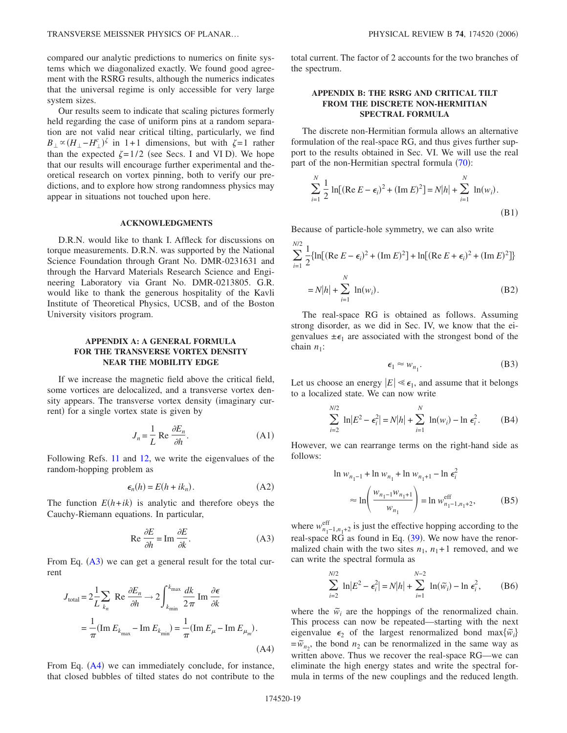compared our analytic predictions to numerics on finite systems which we diagonalized exactly. We found good agreement with the RSRG results, although the numerics indicates that the universal regime is only accessible for very large system sizes.

Our results seem to indicate that scaling pictures formerly held regarding the case of uniform pins at a random separation are not valid near critical tilting, particularly, we find $B_{\perp} \propto (H_{\perp} - H_{\perp}^{c})^{\zeta}$ in 1+1 dimensions, but with $\zeta = 1$ rather than the expected $\zeta = 1/2$ (see Secs. I and VI D). We hope that our results will encourage further experimental and theoretical research on vortex pinning, both to verify our predictions, and to explore how strong randomness physics may appear in situations not touched upon here.

## ACKNOWLEDGMENTS

D.R.N. would like to thank I. Affleck for discussions on torque measurements. D.R.N. was supported by the National Science Foundation through Grant No. DMR-0231631 and through the Harvard Materials Research Science and Engineering Laboratory via Grant No. DMR-0213805. G.R. would like to thank the generous hospitality of the Kavli Institute of Theoretical Physics, UCSB, and of the Boston University visitors program.

## APPENDIX A: GENERAL FORMULA FOR THE TRANSVERSE VORTEX DENSITY NEAR THE MOBILITY EDGE

If we increase the magnetic field above the critical field, some vortices are delocalized, and a transverse vortex density appears. The transverse vortex density (imaginary current) for a single vortex state is given by

$$J_n = \frac{1}{L}\,\mathrm{Re}\,\frac{\partial E_n}{\partial h}. \tag{A1}$$

Following Refs. 11 and 12, we write the eigenvalues of the random-hopping problem as

$$\epsilon_n(h) = E(h + ik_n). \tag{A2}$$

The function $E(h+ik)$ is analytic and therefore obeys the Cauchy-Riemann equations. In particular,

$$\mathrm{Re}\,\frac{\partial E}{\partial h} = \mathrm{Im}\,\frac{\partial E}{\partial k}. \tag{A3}$$

From Eq. (A3) we can get a general result for the total current

$$\begin{aligned} J_{\mathrm{total}} &= 2\frac{1}{L}\sum_{k_n} \mathrm{Re}\,\frac{\partial E_n}{\partial h} \to 2\int_{k_{\min}}^{k_{\max}} \frac{dk}{2\pi}\,\mathrm{Im}\,\frac{\partial \epsilon}{\partial k} \\ &= \frac{1}{\pi}(\mathrm{Im}\,E_{k_{\max}} - \mathrm{Im}\,E_{k_{\min}}) = \frac{1}{\pi}(\mathrm{Im}\,E_{\mu} - \mathrm{Im}\,E_{\mu_m}). \end{aligned} \tag{A4}$$

From Eq. (A4) we can immediately conclude, for instance, that closed bubbles of tilted states do not contribute to the total current. The factor of 2 accounts for the two branches of the spectrum.

## APPENDIX B: THE RSRG AND CRITICAL TILT FROM THE DISCRETE NON-HERMITIAN SPECTRAL FORMULA

The discrete non-Hermitian formula allows an alternative formulation of the real-space RG, and thus gives further support to the results obtained in Sec. VI. We will use the real part of the non-Hermitian spectral formula (70):

$$\sum_{i=1}^{N} \frac{1}{2}\ln[(\mathrm{Re}\,E - \epsilon_i)^2 + (\mathrm{Im}\,E)^2] = N|h| + \sum_{i=1}^{N} \ln(w_i). \tag{B1}$$

Because of particle-hole symmetry, we can also write

$$\begin{aligned} &\sum_{i=1}^{N/2} \frac{1}{2}\{\ln[(\mathrm{Re}\,E - \epsilon_i)^2 + (\mathrm{Im}\,E)^2] + \ln[(\mathrm{Re}\,E + \epsilon_i)^2 + (\mathrm{Im}\,E)^2]\} \\ &\quad = N|h| + \sum_{i=1}^{N} \ln(w_i). \end{aligned} \tag{B2}$$

The real-space RG is obtained as follows. Assuming strong disorder, as we did in Sec. IV, we know that the eigenvalues $\pm\epsilon_1$ are associated with the strongest bond of the chain $n_1$:

$$\epsilon_1 \approx w_{n_1}. \tag{B3}$$

Let us choose an energy $|E| \ll \epsilon_1$, and assume that it belongs to a localized state. We can now write

$$\sum_{i=2}^{N/2} \ln|E^2 - \epsilon_i^2| = N|h| + \sum_{i=1}^{N} \ln(w_i) - \ln \epsilon_i^2. \tag{B4}$$

However, we can rearrange terms on the right-hand side as follows:

$$\begin{aligned} &\ln w_{n_1-1} + \ln w_{n_1} + \ln w_{n_1+1} - \ln \epsilon_i^2 \\ &\quad \approx \ln\left(\frac{w_{n_1-1}w_{n_1+1}}{w_{n_1}}\right) = \ln w_{n_1-1,n_1+2}^{\mathrm{eff}}, \end{aligned} \tag{B5}$$

where $w_{n_1-1,n_1+2}^{\mathrm{eff}}$ is just the effective hopping according to the real-space RG as found in Eq. (39). We now have the renormalized chain with the two sites $n_1$, $n_1+1$ removed, and we can write the spectral formula as

$$\sum_{i=2}^{N/2} \ln|E^2 - \epsilon_i^2| = N|h| + \sum_{i=1}^{N-2} \ln(\tilde{w}_i) - \ln \epsilon_i^2, \tag{B6}$$

where the $\tilde{w}_i$ are the hoppings of the renormalized chain. This process can now be repeated—starting with the next eigenvalue $\epsilon_2$ of the largest renormalized bond $\max\{\tilde{w}_i\} = \tilde{w}_{n_2}$, the bond $n_2$ can be renormalized in the same way as written above. Thus we recover the real-space RG—we can eliminate the high energy states and write the spectral formula in terms of the new couplings and the reduced length.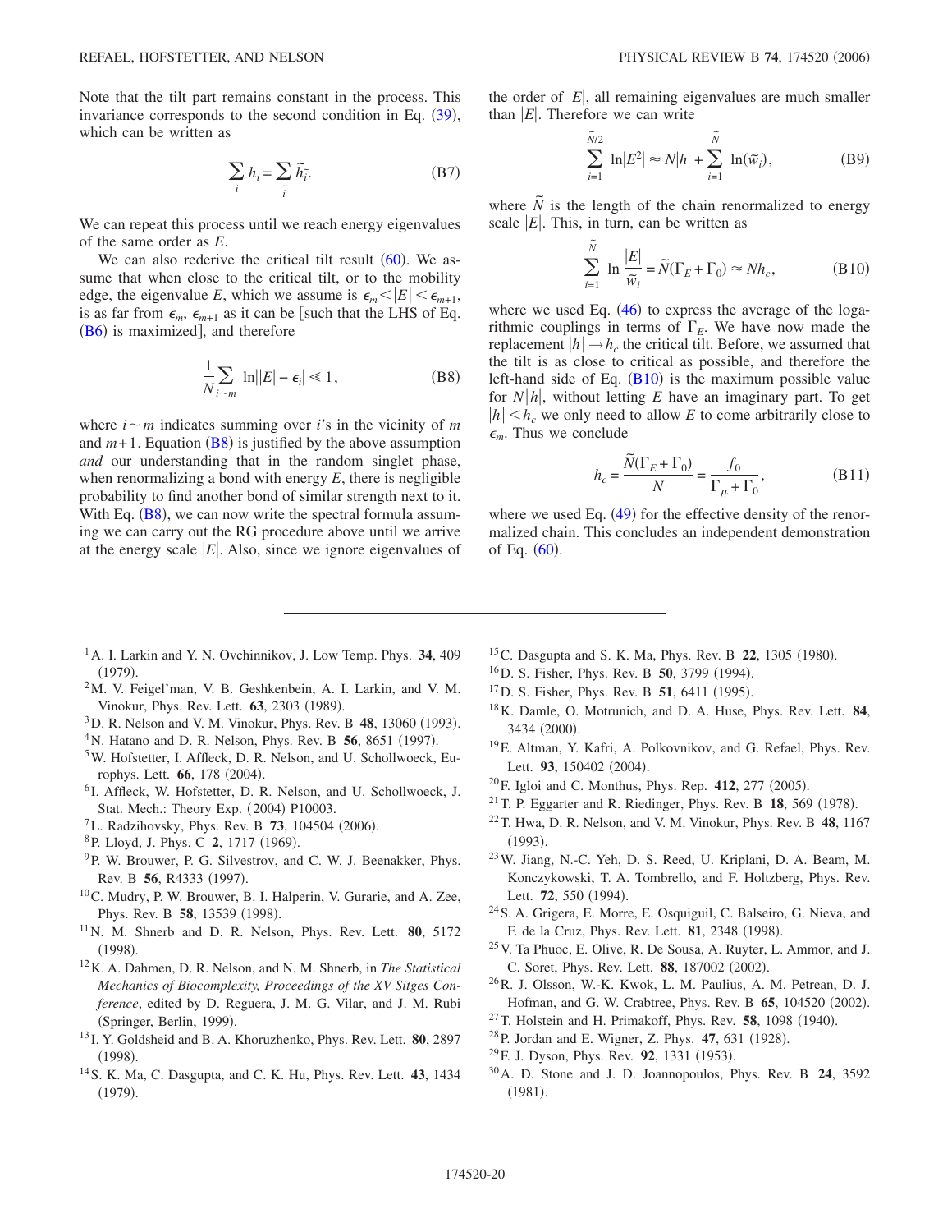Note that the tilt part remains constant in the process. This invariance corresponds to the second condition in Eq. (39), which can be written as

$$\sum_i h_i = \sum_{\tilde{i}} \tilde{h}_{\tilde{i}}. \tag{B7}$$

We can repeat this process until we reach energy eigenvalues of the same order as $E$.

We can also rederive the critical tilt result (60). We assume that when close to the critical tilt, or to the mobility edge, the eigenvalue $E$, which we assume is $\epsilon_m < |E| < \epsilon_{m+1}$, is as far from $\epsilon_m$, $\epsilon_{m+1}$ as it can be [such that the LHS of Eq. (B6) is maximized], and therefore

$$\frac{1}{N}\sum_{i\sim m} \ln\big||E| - \epsilon_i\big| \ll 1, \tag{B8}$$

where $i\sim m$ indicates summing over $i$'s in the vicinity of $m$ and $m+1$. Equation (B8) is justified by the above assumption *and* our understanding that in the random singlet phase, when renormalizing a bond with energy $E$, there is negligible probability to find another bond of similar strength next to it. With Eq. (B8), we can now write the spectral formula assuming we can carry out the RG procedure above until we arrive at the energy scale $|E|$. Also, since we ignore eigenvalues of the order of $|E|$, all remaining eigenvalues are much smaller than $|E|$. Therefore we can write

$$\sum_{i=1}^{\tilde{N}/2} \ln|E^2| \approx N|h| + \sum_{i=1}^{\tilde{N}} \ln(\tilde{w}_i), \tag{B9}$$

where $\tilde{N}$ is the length of the chain renormalized to energy scale $|E|$. This, in turn, can be written as

$$\sum_{i=1}^{\tilde{N}} \ln\frac{|E|}{\tilde{w}_i} = \tilde{N}(\Gamma_E + \Gamma_0) \approx N h_c, \tag{B10}$$

where we used Eq. (46) to express the average of the logarithmic couplings in terms of $\Gamma_E$. We have now made the replacement $|h| \rightarrow h_c$ the critical tilt. Before, we assumed that the tilt is as close to critical as possible, and therefore the left-hand side of Eq. (B10) is the maximum possible value for $N|h|$, without letting $E$ have an imaginary part. To get $|h| < h_c$ we only need to allow $E$ to come arbitrarily close to $\epsilon_m$. Thus we conclude

$$h_c = \frac{\tilde{N}(\Gamma_E + \Gamma_0)}{N} = \frac{f_0}{\Gamma_\mu + \Gamma_0}, \tag{B11}$$

where we used Eq. (49) for the effective density of the renormalized chain. This concludes an independent demonstration of Eq. (60).

---

[1] A. I. Larkin and Y. N. Ovchinnikov, J. Low Temp. Phys. **34**, 409 (1979).
[2] M. V. Feigel'man, V. B. Geshkenbein, A. I. Larkin, and V. M. Vinokur, Phys. Rev. Lett. **63**, 2303 (1989).
[3] D. R. Nelson and V. M. Vinokur, Phys. Rev. B **48**, 13060 (1993).
[4] N. Hatano and D. R. Nelson, Phys. Rev. B **56**, 8651 (1997).
[5] W. Hofstetter, I. Affleck, D. R. Nelson, and U. Schollwoeck, Europhys. Lett. **66**, 178 (2004).
[6] I. Affleck, W. Hofstetter, D. R. Nelson, and U. Schollwoeck, J. Stat. Mech.: Theory Exp. (2004) P10003.
[7] L. Radzihovsky, Phys. Rev. B **73**, 104504 (2006).
[8] P. Lloyd, J. Phys. C **2**, 1717 (1969).
[9] P. W. Brouwer, P. G. Silvestrov, and C. W. J. Beenakker, Phys. Rev. B **56**, R4333 (1997).
[10] C. Mudry, P. W. Brouwer, B. I. Halperin, V. Gurarie, and A. Zee, Phys. Rev. B **58**, 13539 (1998).
[11] N. M. Shnerb and D. R. Nelson, Phys. Rev. Lett. **80**, 5172 (1998).
[12] K. A. Dahmen, D. R. Nelson, and N. M. Shnerb, in *The Statistical Mechanics of Biocomplexity, Proceedings of the XV Sitges Conference*, edited by D. Reguera, J. M. G. Vilar, and J. M. Rubi (Springer, Berlin, 1999).
[13] I. Y. Goldsheid and B. A. Khoruzhenko, Phys. Rev. Lett. **80**, 2897 (1998).
[14] S. K. Ma, C. Dasgupta, and C. K. Hu, Phys. Rev. Lett. **43**, 1434 (1979).
[15] C. Dasgupta and S. K. Ma, Phys. Rev. B **22**, 1305 (1980).
[16] D. S. Fisher, Phys. Rev. B **50**, 3799 (1994).
[17] D. S. Fisher, Phys. Rev. B **51**, 6411 (1995).
[18] K. Damle, O. Motrunich, and D. A. Huse, Phys. Rev. Lett. **84**, 3434 (2000).
[19] E. Altman, Y. Kafri, A. Polkovnikov, and G. Refael, Phys. Rev. Lett. **93**, 150402 (2004).
[20] F. Igloi and C. Monthus, Phys. Rep. **412**, 277 (2005).
[21] T. P. Eggarter and R. Riedinger, Phys. Rev. B **18**, 569 (1978).
[22] T. Hwa, D. R. Nelson, and V. M. Vinokur, Phys. Rev. B **48**, 1167 (1993).
[23] W. Jiang, N.-C. Yeh, D. S. Reed, U. Kriplani, D. A. Beam, M. Konczykowski, T. A. Tombrello, and F. Holtzberg, Phys. Rev. Lett. **72**, 550 (1994).
[24] S. A. Grigera, E. Morre, E. Osquiguil, C. Balseiro, G. Nieva, and F. de la Cruz, Phys. Rev. Lett. **81**, 2348 (1998).
[25] V. Ta Phuoc, E. Olive, R. De Sousa, A. Ruyter, L. Ammor, and J. C. Soret, Phys. Rev. Lett. **88**, 187002 (2002).
[26] R. J. Olsson, W.-K. Kwok, L. M. Paulius, A. M. Petrean, D. J. Hofman, and G. W. Crabtree, Phys. Rev. B **65**, 104520 (2002).
[27] T. Holstein and H. Primakoff, Phys. Rev. **58**, 1098 (1940).
[28] P. Jordan and E. Wigner, Z. Phys. **47**, 631 (1928).
[29] F. J. Dyson, Phys. Rev. **92**, 1331 (1953).
[30] A. D. Stone and J. D. Joannopoulos, Phys. Rev. B **24**, 3592 (1981).